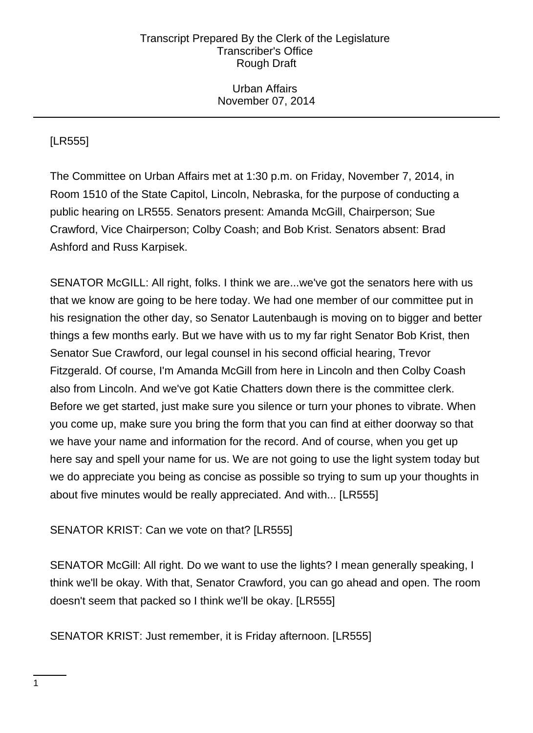[LR555]

The Committee on Urban Affairs met at 1:30 p.m. on Friday, November 7, 2014, in Room 1510 of the State Capitol, Lincoln, Nebraska, for the purpose of conducting a public hearing on LR555. Senators present: Amanda McGill, Chairperson; Sue Crawford, Vice Chairperson; Colby Coash; and Bob Krist. Senators absent: Brad Ashford and Russ Karpisek.

SENATOR McGILL: All right, folks. I think we are...we've got the senators here with us that we know are going to be here today. We had one member of our committee put in his resignation the other day, so Senator Lautenbaugh is moving on to bigger and better things a few months early. But we have with us to my far right Senator Bob Krist, then Senator Sue Crawford, our legal counsel in his second official hearing, Trevor Fitzgerald. Of course, I'm Amanda McGill from here in Lincoln and then Colby Coash also from Lincoln. And we've got Katie Chatters down there is the committee clerk. Before we get started, just make sure you silence or turn your phones to vibrate. When you come up, make sure you bring the form that you can find at either doorway so that we have your name and information for the record. And of course, when you get up here say and spell your name for us. We are not going to use the light system today but we do appreciate you being as concise as possible so trying to sum up your thoughts in about five minutes would be really appreciated. And with... [LR555]

SENATOR KRIST: Can we vote on that? [LR555]

SENATOR McGill: All right. Do we want to use the lights? I mean generally speaking, I think we'll be okay. With that, Senator Crawford, you can go ahead and open. The room doesn't seem that packed so I think we'll be okay. [LR555]

SENATOR KRIST: Just remember, it is Friday afternoon. [LR555]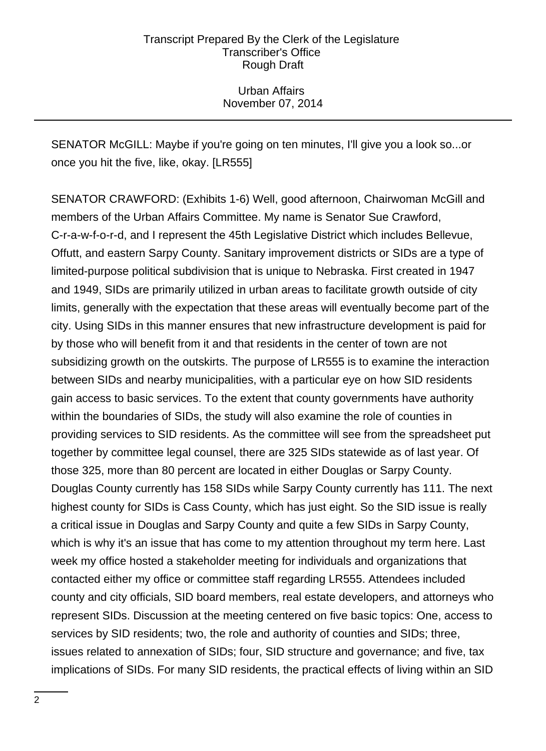SENATOR McGILL: Maybe if you're going on ten minutes, I'll give you a look so...or once you hit the five, like, okay. [LR555]

SENATOR CRAWFORD: (Exhibits 1-6) Well, good afternoon, Chairwoman McGill and members of the Urban Affairs Committee. My name is Senator Sue Crawford, C-r-a-w-f-o-r-d, and I represent the 45th Legislative District which includes Bellevue, Offutt, and eastern Sarpy County. Sanitary improvement districts or SIDs are a type of limited-purpose political subdivision that is unique to Nebraska. First created in 1947 and 1949, SIDs are primarily utilized in urban areas to facilitate growth outside of city limits, generally with the expectation that these areas will eventually become part of the city. Using SIDs in this manner ensures that new infrastructure development is paid for by those who will benefit from it and that residents in the center of town are not subsidizing growth on the outskirts. The purpose of LR555 is to examine the interaction between SIDs and nearby municipalities, with a particular eye on how SID residents gain access to basic services. To the extent that county governments have authority within the boundaries of SIDs, the study will also examine the role of counties in providing services to SID residents. As the committee will see from the spreadsheet put together by committee legal counsel, there are 325 SIDs statewide as of last year. Of those 325, more than 80 percent are located in either Douglas or Sarpy County. Douglas County currently has 158 SIDs while Sarpy County currently has 111. The next highest county for SIDs is Cass County, which has just eight. So the SID issue is really a critical issue in Douglas and Sarpy County and quite a few SIDs in Sarpy County, which is why it's an issue that has come to my attention throughout my term here. Last week my office hosted a stakeholder meeting for individuals and organizations that contacted either my office or committee staff regarding LR555. Attendees included county and city officials, SID board members, real estate developers, and attorneys who represent SIDs. Discussion at the meeting centered on five basic topics: One, access to services by SID residents; two, the role and authority of counties and SIDs; three, issues related to annexation of SIDs; four, SID structure and governance; and five, tax implications of SIDs. For many SID residents, the practical effects of living within an SID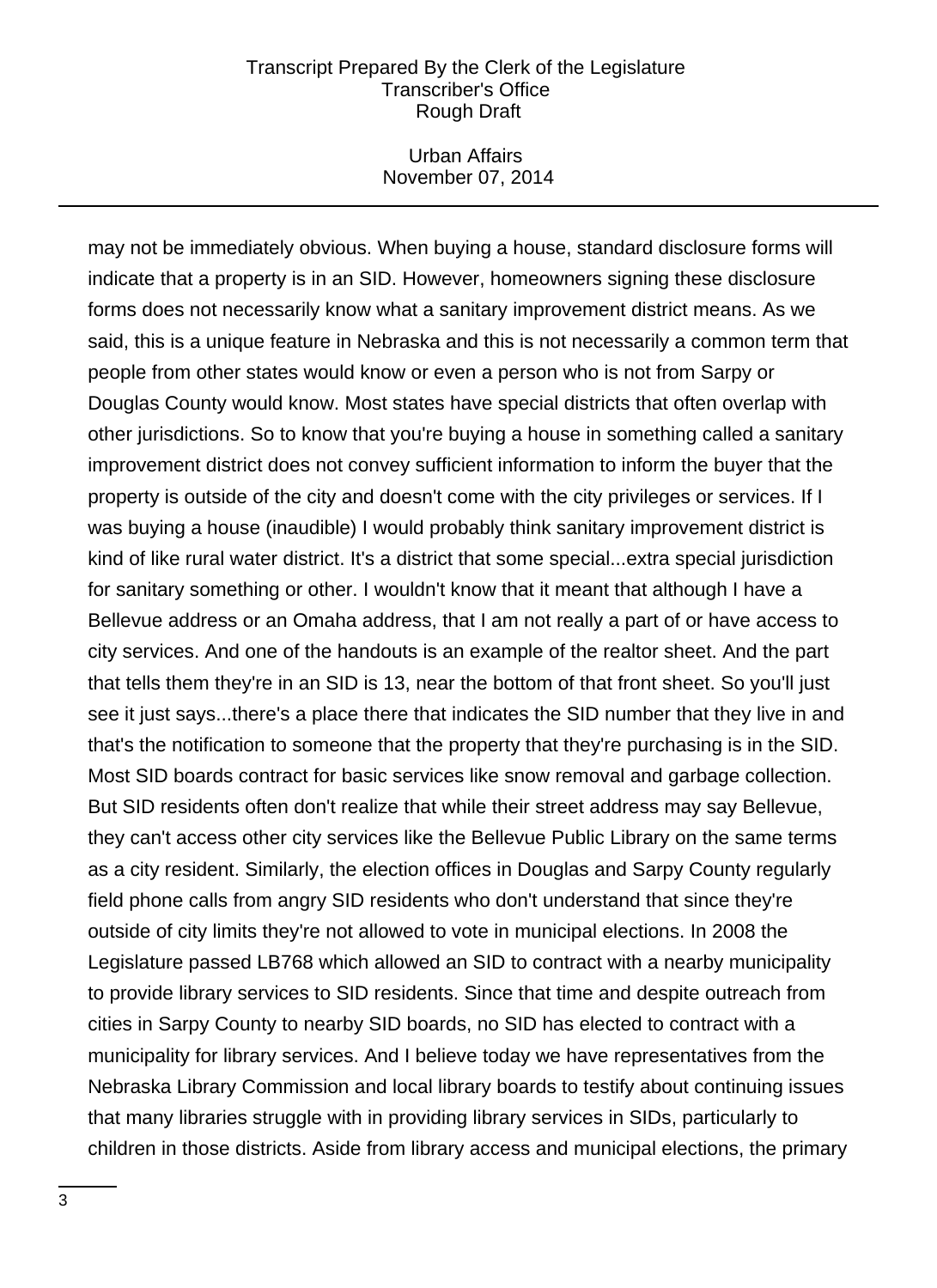may not be immediately obvious. When buying a house, standard disclosure forms will indicate that a property is in an SID. However, homeowners signing these disclosure forms does not necessarily know what a sanitary improvement district means. As we said, this is a unique feature in Nebraska and this is not necessarily a common term that people from other states would know or even a person who is not from Sarpy or Douglas County would know. Most states have special districts that often overlap with other jurisdictions. So to know that you're buying a house in something called a sanitary improvement district does not convey sufficient information to inform the buyer that the property is outside of the city and doesn't come with the city privileges or services. If I was buying a house (inaudible) I would probably think sanitary improvement district is kind of like rural water district. It's a district that some special...extra special jurisdiction for sanitary something or other. I wouldn't know that it meant that although I have a Bellevue address or an Omaha address, that I am not really a part of or have access to city services. And one of the handouts is an example of the realtor sheet. And the part that tells them they're in an SID is 13, near the bottom of that front sheet. So you'll just see it just says...there's a place there that indicates the SID number that they live in and that's the notification to someone that the property that they're purchasing is in the SID. Most SID boards contract for basic services like snow removal and garbage collection. But SID residents often don't realize that while their street address may say Bellevue, they can't access other city services like the Bellevue Public Library on the same terms as a city resident. Similarly, the election offices in Douglas and Sarpy County regularly field phone calls from angry SID residents who don't understand that since they're outside of city limits they're not allowed to vote in municipal elections. In 2008 the Legislature passed LB768 which allowed an SID to contract with a nearby municipality to provide library services to SID residents. Since that time and despite outreach from cities in Sarpy County to nearby SID boards, no SID has elected to contract with a municipality for library services. And I believe today we have representatives from the Nebraska Library Commission and local library boards to testify about continuing issues that many libraries struggle with in providing library services in SIDs, particularly to children in those districts. Aside from library access and municipal elections, the primary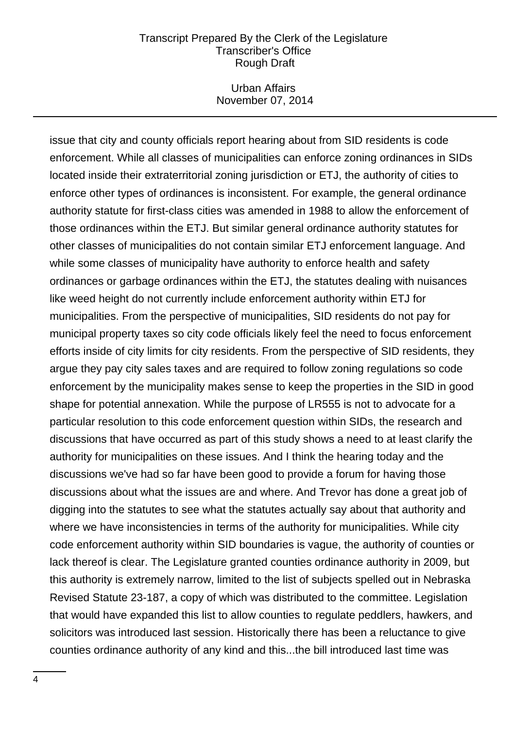issue that city and county officials report hearing about from SID residents is code enforcement. While all classes of municipalities can enforce zoning ordinances in SIDs located inside their extraterritorial zoning jurisdiction or ETJ, the authority of cities to enforce other types of ordinances is inconsistent. For example, the general ordinance authority statute for first-class cities was amended in 1988 to allow the enforcement of those ordinances within the ETJ. But similar general ordinance authority statutes for other classes of municipalities do not contain similar ETJ enforcement language. And while some classes of municipality have authority to enforce health and safety ordinances or garbage ordinances within the ETJ, the statutes dealing with nuisances like weed height do not currently include enforcement authority within ETJ for municipalities. From the perspective of municipalities, SID residents do not pay for municipal property taxes so city code officials likely feel the need to focus enforcement efforts inside of city limits for city residents. From the perspective of SID residents, they argue they pay city sales taxes and are required to follow zoning regulations so code enforcement by the municipality makes sense to keep the properties in the SID in good shape for potential annexation. While the purpose of LR555 is not to advocate for a particular resolution to this code enforcement question within SIDs, the research and discussions that have occurred as part of this study shows a need to at least clarify the authority for municipalities on these issues. And I think the hearing today and the discussions we've had so far have been good to provide a forum for having those discussions about what the issues are and where. And Trevor has done a great job of digging into the statutes to see what the statutes actually say about that authority and where we have inconsistencies in terms of the authority for municipalities. While city code enforcement authority within SID boundaries is vague, the authority of counties or lack thereof is clear. The Legislature granted counties ordinance authority in 2009, but this authority is extremely narrow, limited to the list of subjects spelled out in Nebraska Revised Statute 23-187, a copy of which was distributed to the committee. Legislation that would have expanded this list to allow counties to regulate peddlers, hawkers, and solicitors was introduced last session. Historically there has been a reluctance to give counties ordinance authority of any kind and this...the bill introduced last time was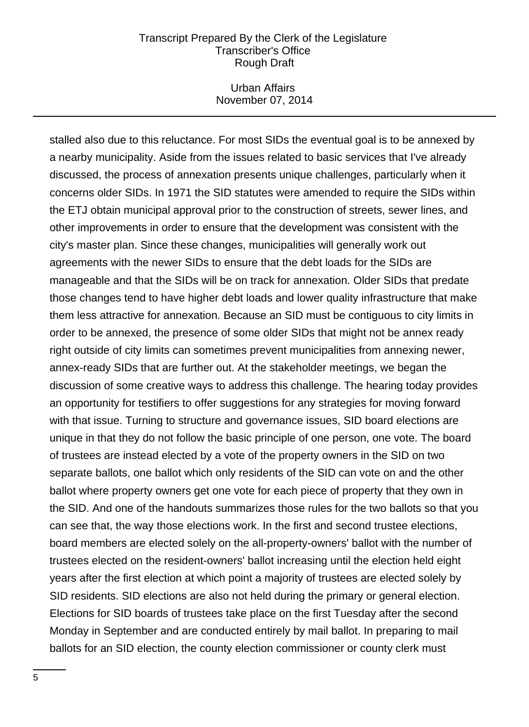stalled also due to this reluctance. For most SIDs the eventual goal is to be annexed by a nearby municipality. Aside from the issues related to basic services that I've already discussed, the process of annexation presents unique challenges, particularly when it concerns older SIDs. In 1971 the SID statutes were amended to require the SIDs within the ETJ obtain municipal approval prior to the construction of streets, sewer lines, and other improvements in order to ensure that the development was consistent with the city's master plan. Since these changes, municipalities will generally work out agreements with the newer SIDs to ensure that the debt loads for the SIDs are manageable and that the SIDs will be on track for annexation. Older SIDs that predate those changes tend to have higher debt loads and lower quality infrastructure that make them less attractive for annexation. Because an SID must be contiguous to city limits in order to be annexed, the presence of some older SIDs that might not be annex ready right outside of city limits can sometimes prevent municipalities from annexing newer, annex-ready SIDs that are further out. At the stakeholder meetings, we began the discussion of some creative ways to address this challenge. The hearing today provides an opportunity for testifiers to offer suggestions for any strategies for moving forward with that issue. Turning to structure and governance issues, SID board elections are unique in that they do not follow the basic principle of one person, one vote. The board of trustees are instead elected by a vote of the property owners in the SID on two separate ballots, one ballot which only residents of the SID can vote on and the other ballot where property owners get one vote for each piece of property that they own in the SID. And one of the handouts summarizes those rules for the two ballots so that you can see that, the way those elections work. In the first and second trustee elections, board members are elected solely on the all-property-owners' ballot with the number of trustees elected on the resident-owners' ballot increasing until the election held eight years after the first election at which point a majority of trustees are elected solely by SID residents. SID elections are also not held during the primary or general election. Elections for SID boards of trustees take place on the first Tuesday after the second Monday in September and are conducted entirely by mail ballot. In preparing to mail ballots for an SID election, the county election commissioner or county clerk must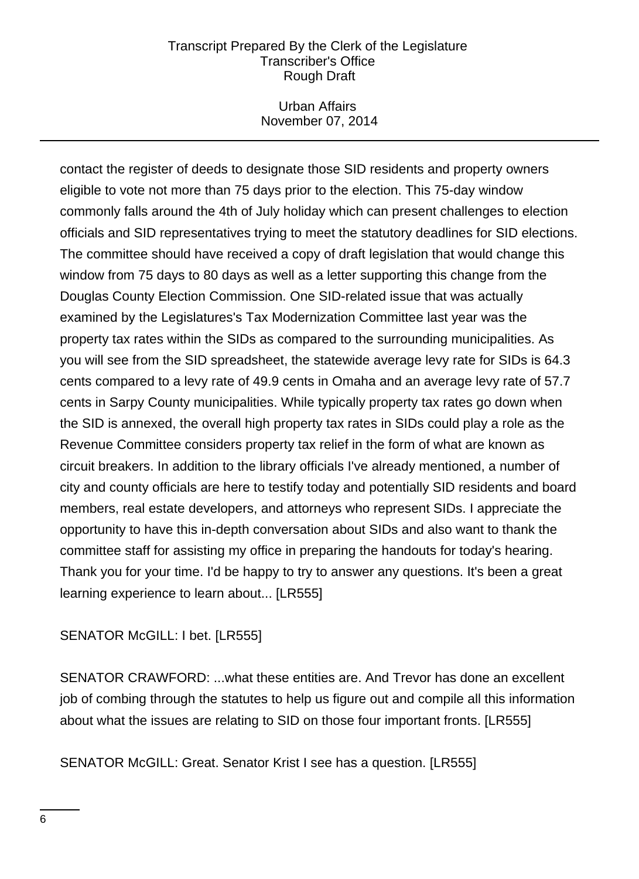contact the register of deeds to designate those SID residents and property owners eligible to vote not more than 75 days prior to the election. This 75-day window commonly falls around the 4th of July holiday which can present challenges to election officials and SID representatives trying to meet the statutory deadlines for SID elections. The committee should have received a copy of draft legislation that would change this window from 75 days to 80 days as well as a letter supporting this change from the Douglas County Election Commission. One SID-related issue that was actually examined by the Legislatures's Tax Modernization Committee last year was the property tax rates within the SIDs as compared to the surrounding municipalities. As you will see from the SID spreadsheet, the statewide average levy rate for SIDs is 64.3 cents compared to a levy rate of 49.9 cents in Omaha and an average levy rate of 57.7 cents in Sarpy County municipalities. While typically property tax rates go down when the SID is annexed, the overall high property tax rates in SIDs could play a role as the Revenue Committee considers property tax relief in the form of what are known as circuit breakers. In addition to the library officials I've already mentioned, a number of city and county officials are here to testify today and potentially SID residents and board members, real estate developers, and attorneys who represent SIDs. I appreciate the opportunity to have this in-depth conversation about SIDs and also want to thank the committee staff for assisting my office in preparing the handouts for today's hearing. Thank you for your time. I'd be happy to try to answer any questions. It's been a great learning experience to learn about... [LR555]

SENATOR McGILL: I bet. [LR555]

SENATOR CRAWFORD: ...what these entities are. And Trevor has done an excellent job of combing through the statutes to help us figure out and compile all this information about what the issues are relating to SID on those four important fronts. [LR555]

SENATOR McGILL: Great. Senator Krist I see has a question. [LR555]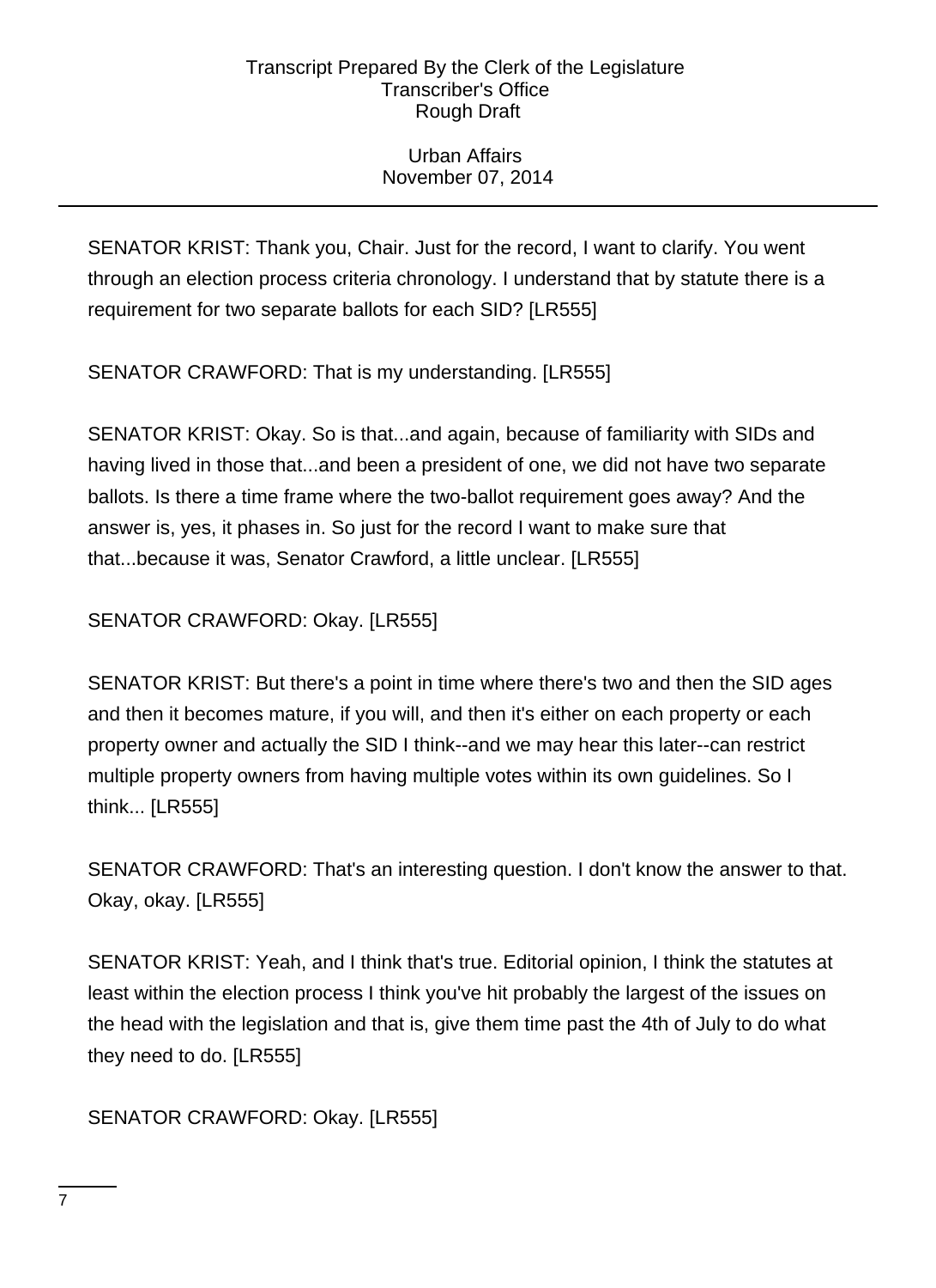SENATOR KRIST: Thank you, Chair. Just for the record, I want to clarify. You went through an election process criteria chronology. I understand that by statute there is a requirement for two separate ballots for each SID? [LR555]

SENATOR CRAWFORD: That is my understanding. [LR555]

SENATOR KRIST: Okay. So is that...and again, because of familiarity with SIDs and having lived in those that...and been a president of one, we did not have two separate ballots. Is there a time frame where the two-ballot requirement goes away? And the answer is, yes, it phases in. So just for the record I want to make sure that that...because it was, Senator Crawford, a little unclear. [LR555]

SENATOR CRAWFORD: Okay. [LR555]

SENATOR KRIST: But there's a point in time where there's two and then the SID ages and then it becomes mature, if you will, and then it's either on each property or each property owner and actually the SID I think--and we may hear this later--can restrict multiple property owners from having multiple votes within its own guidelines. So I think... [LR555]

SENATOR CRAWFORD: That's an interesting question. I don't know the answer to that. Okay, okay. [LR555]

SENATOR KRIST: Yeah, and I think that's true. Editorial opinion, I think the statutes at least within the election process I think you've hit probably the largest of the issues on the head with the legislation and that is, give them time past the 4th of July to do what they need to do. [LR555]

SENATOR CRAWFORD: Okay. [LR555]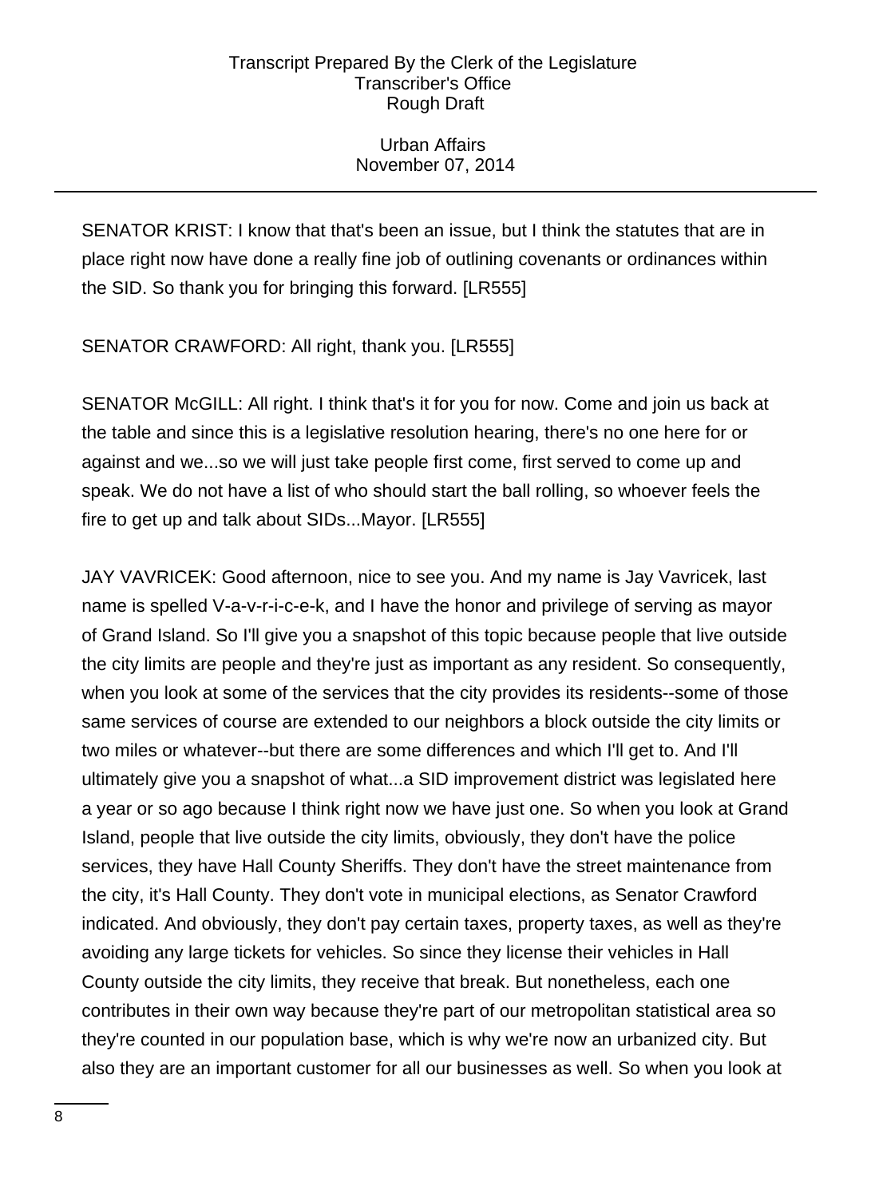SENATOR KRIST: I know that that's been an issue, but I think the statutes that are in place right now have done a really fine job of outlining covenants or ordinances within the SID. So thank you for bringing this forward. [LR555]

SENATOR CRAWFORD: All right, thank you. [LR555]

SENATOR McGILL: All right. I think that's it for you for now. Come and join us back at the table and since this is a legislative resolution hearing, there's no one here for or against and we...so we will just take people first come, first served to come up and speak. We do not have a list of who should start the ball rolling, so whoever feels the fire to get up and talk about SIDs...Mayor. [LR555]

JAY VAVRICEK: Good afternoon, nice to see you. And my name is Jay Vavricek, last name is spelled V-a-v-r-i-c-e-k, and I have the honor and privilege of serving as mayor of Grand Island. So I'll give you a snapshot of this topic because people that live outside the city limits are people and they're just as important as any resident. So consequently, when you look at some of the services that the city provides its residents--some of those same services of course are extended to our neighbors a block outside the city limits or two miles or whatever--but there are some differences and which I'll get to. And I'll ultimately give you a snapshot of what...a SID improvement district was legislated here a year or so ago because I think right now we have just one. So when you look at Grand Island, people that live outside the city limits, obviously, they don't have the police services, they have Hall County Sheriffs. They don't have the street maintenance from the city, it's Hall County. They don't vote in municipal elections, as Senator Crawford indicated. And obviously, they don't pay certain taxes, property taxes, as well as they're avoiding any large tickets for vehicles. So since they license their vehicles in Hall County outside the city limits, they receive that break. But nonetheless, each one contributes in their own way because they're part of our metropolitan statistical area so they're counted in our population base, which is why we're now an urbanized city. But also they are an important customer for all our businesses as well. So when you look at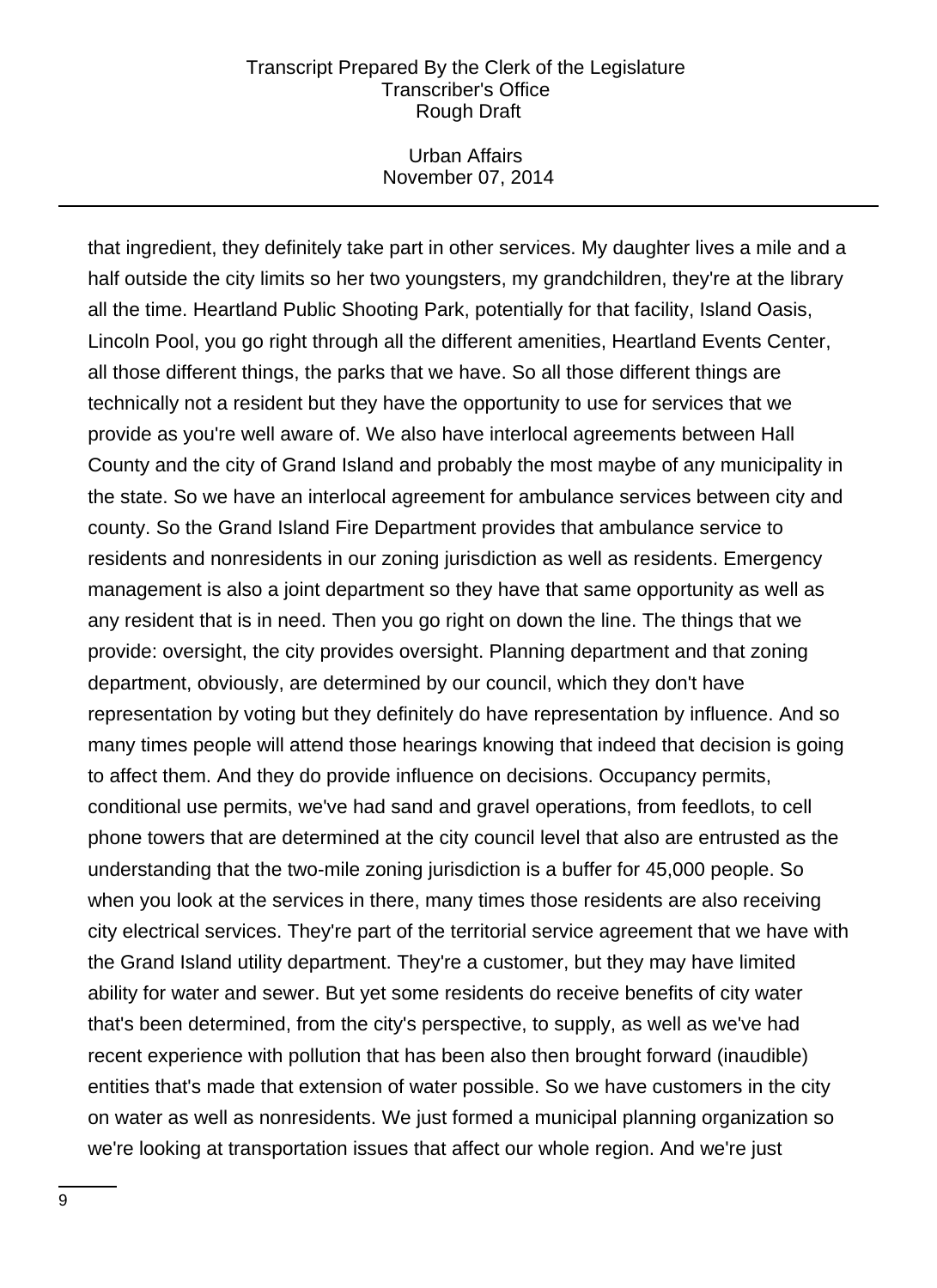that ingredient, they definitely take part in other services. My daughter lives a mile and a half outside the city limits so her two youngsters, my grandchildren, they're at the library all the time. Heartland Public Shooting Park, potentially for that facility, Island Oasis, Lincoln Pool, you go right through all the different amenities, Heartland Events Center, all those different things, the parks that we have. So all those different things are technically not a resident but they have the opportunity to use for services that we provide as you're well aware of. We also have interlocal agreements between Hall County and the city of Grand Island and probably the most maybe of any municipality in the state. So we have an interlocal agreement for ambulance services between city and county. So the Grand Island Fire Department provides that ambulance service to residents and nonresidents in our zoning jurisdiction as well as residents. Emergency management is also a joint department so they have that same opportunity as well as any resident that is in need. Then you go right on down the line. The things that we provide: oversight, the city provides oversight. Planning department and that zoning department, obviously, are determined by our council, which they don't have representation by voting but they definitely do have representation by influence. And so many times people will attend those hearings knowing that indeed that decision is going to affect them. And they do provide influence on decisions. Occupancy permits, conditional use permits, we've had sand and gravel operations, from feedlots, to cell phone towers that are determined at the city council level that also are entrusted as the understanding that the two-mile zoning jurisdiction is a buffer for 45,000 people. So when you look at the services in there, many times those residents are also receiving city electrical services. They're part of the territorial service agreement that we have with the Grand Island utility department. They're a customer, but they may have limited ability for water and sewer. But yet some residents do receive benefits of city water that's been determined, from the city's perspective, to supply, as well as we've had recent experience with pollution that has been also then brought forward (inaudible) entities that's made that extension of water possible. So we have customers in the city on water as well as nonresidents. We just formed a municipal planning organization so we're looking at transportation issues that affect our whole region. And we're just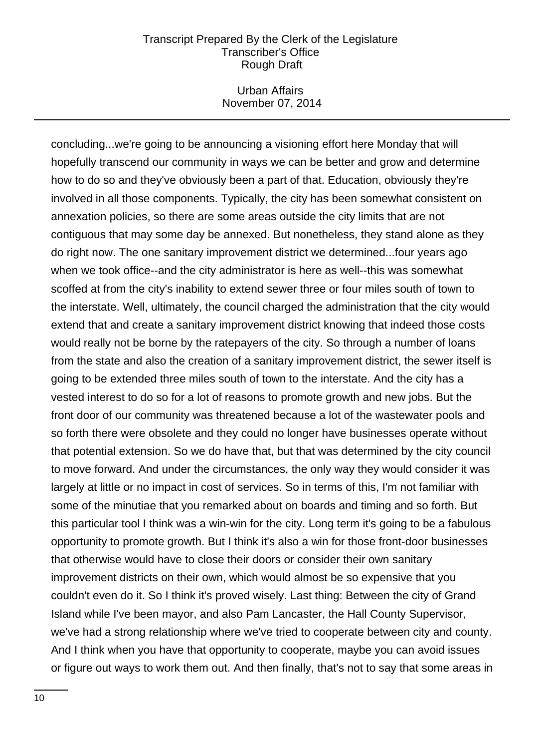concluding...we're going to be announcing a visioning effort here Monday that will hopefully transcend our community in ways we can be better and grow and determine how to do so and they've obviously been a part of that. Education, obviously they're involved in all those components. Typically, the city has been somewhat consistent on annexation policies, so there are some areas outside the city limits that are not contiguous that may some day be annexed. But nonetheless, they stand alone as they do right now. The one sanitary improvement district we determined...four years ago when we took office--and the city administrator is here as well--this was somewhat scoffed at from the city's inability to extend sewer three or four miles south of town to the interstate. Well, ultimately, the council charged the administration that the city would extend that and create a sanitary improvement district knowing that indeed those costs would really not be borne by the ratepayers of the city. So through a number of loans from the state and also the creation of a sanitary improvement district, the sewer itself is going to be extended three miles south of town to the interstate. And the city has a vested interest to do so for a lot of reasons to promote growth and new jobs. But the front door of our community was threatened because a lot of the wastewater pools and so forth there were obsolete and they could no longer have businesses operate without that potential extension. So we do have that, but that was determined by the city council to move forward. And under the circumstances, the only way they would consider it was largely at little or no impact in cost of services. So in terms of this, I'm not familiar with some of the minutiae that you remarked about on boards and timing and so forth. But this particular tool I think was a win-win for the city. Long term it's going to be a fabulous opportunity to promote growth. But I think it's also a win for those front-door businesses that otherwise would have to close their doors or consider their own sanitary improvement districts on their own, which would almost be so expensive that you couldn't even do it. So I think it's proved wisely. Last thing: Between the city of Grand Island while I've been mayor, and also Pam Lancaster, the Hall County Supervisor, we've had a strong relationship where we've tried to cooperate between city and county. And I think when you have that opportunity to cooperate, maybe you can avoid issues or figure out ways to work them out. And then finally, that's not to say that some areas in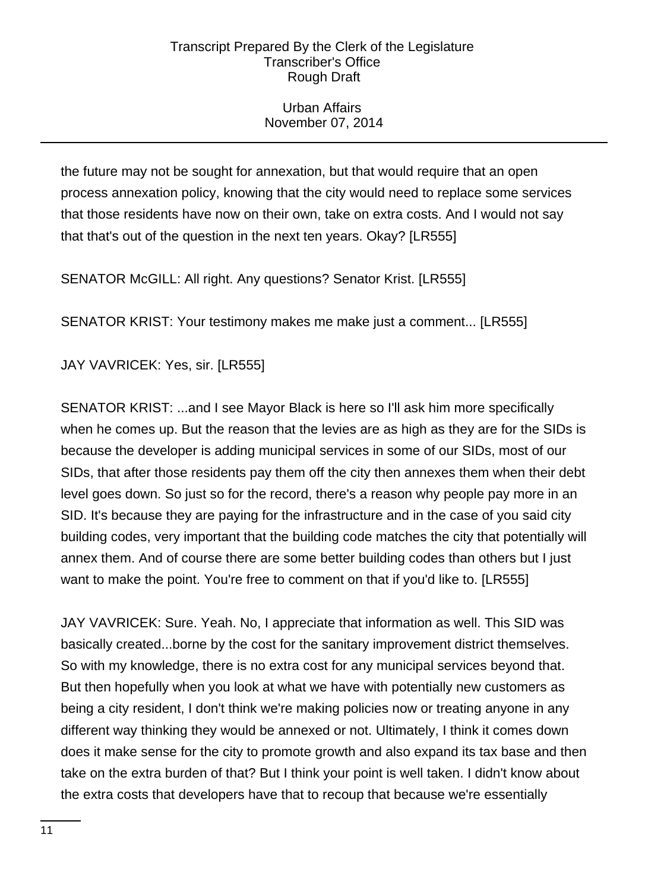the future may not be sought for annexation, but that would require that an open process annexation policy, knowing that the city would need to replace some services that those residents have now on their own, take on extra costs. And I would not say that that's out of the question in the next ten years. Okay? [LR555]

SENATOR McGILL: All right. Any questions? Senator Krist. [LR555]

SENATOR KRIST: Your testimony makes me make just a comment... [LR555]

JAY VAVRICEK: Yes, sir. [LR555]

SENATOR KRIST: ...and I see Mayor Black is here so I'll ask him more specifically when he comes up. But the reason that the levies are as high as they are for the SIDs is because the developer is adding municipal services in some of our SIDs, most of our SIDs, that after those residents pay them off the city then annexes them when their debt level goes down. So just so for the record, there's a reason why people pay more in an SID. It's because they are paying for the infrastructure and in the case of you said city building codes, very important that the building code matches the city that potentially will annex them. And of course there are some better building codes than others but I just want to make the point. You're free to comment on that if you'd like to. [LR555]

JAY VAVRICEK: Sure. Yeah. No, I appreciate that information as well. This SID was basically created...borne by the cost for the sanitary improvement district themselves. So with my knowledge, there is no extra cost for any municipal services beyond that. But then hopefully when you look at what we have with potentially new customers as being a city resident, I don't think we're making policies now or treating anyone in any different way thinking they would be annexed or not. Ultimately, I think it comes down does it make sense for the city to promote growth and also expand its tax base and then take on the extra burden of that? But I think your point is well taken. I didn't know about the extra costs that developers have that to recoup that because we're essentially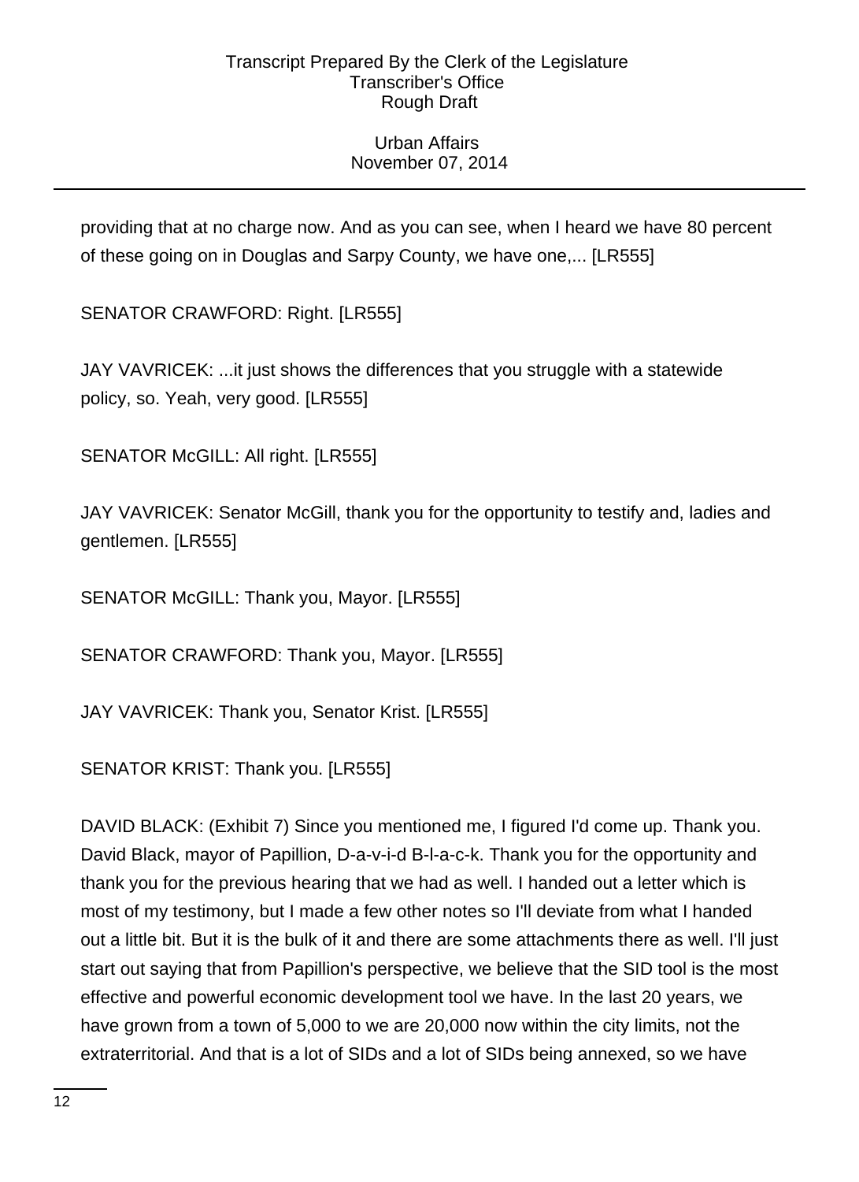providing that at no charge now. And as you can see, when I heard we have 80 percent of these going on in Douglas and Sarpy County, we have one,... [LR555]

SENATOR CRAWFORD: Right. [LR555]

JAY VAVRICEK: ...it just shows the differences that you struggle with a statewide policy, so. Yeah, very good. [LR555]

SENATOR McGILL: All right. [LR555]

JAY VAVRICEK: Senator McGill, thank you for the opportunity to testify and, ladies and gentlemen. [LR555]

SENATOR McGILL: Thank you, Mayor. [LR555]

SENATOR CRAWFORD: Thank you, Mayor. [LR555]

JAY VAVRICEK: Thank you, Senator Krist. [LR555]

SENATOR KRIST: Thank you. [LR555]

DAVID BLACK: (Exhibit 7) Since you mentioned me, I figured I'd come up. Thank you. David Black, mayor of Papillion, D-a-v-i-d B-l-a-c-k. Thank you for the opportunity and thank you for the previous hearing that we had as well. I handed out a letter which is most of my testimony, but I made a few other notes so I'll deviate from what I handed out a little bit. But it is the bulk of it and there are some attachments there as well. I'll just start out saying that from Papillion's perspective, we believe that the SID tool is the most effective and powerful economic development tool we have. In the last 20 years, we have grown from a town of 5,000 to we are 20,000 now within the city limits, not the extraterritorial. And that is a lot of SIDs and a lot of SIDs being annexed, so we have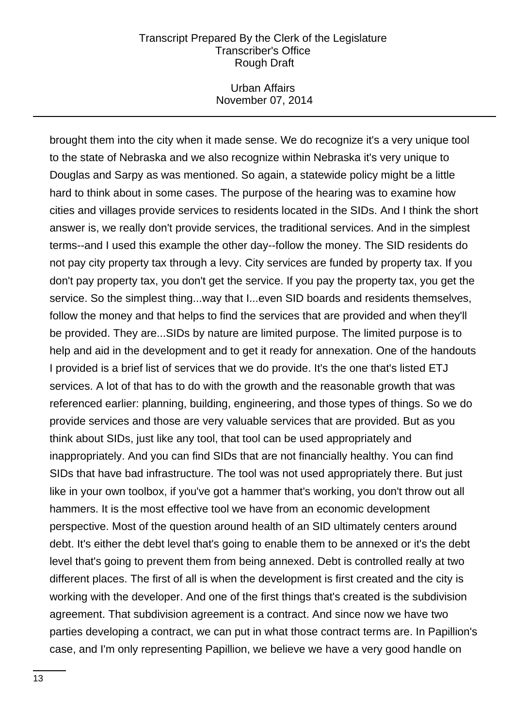brought them into the city when it made sense. We do recognize it's a very unique tool to the state of Nebraska and we also recognize within Nebraska it's very unique to Douglas and Sarpy as was mentioned. So again, a statewide policy might be a little hard to think about in some cases. The purpose of the hearing was to examine how cities and villages provide services to residents located in the SIDs. And I think the short answer is, we really don't provide services, the traditional services. And in the simplest terms--and I used this example the other day--follow the money. The SID residents do not pay city property tax through a levy. City services are funded by property tax. If you don't pay property tax, you don't get the service. If you pay the property tax, you get the service. So the simplest thing...way that I...even SID boards and residents themselves, follow the money and that helps to find the services that are provided and when they'll be provided. They are...SIDs by nature are limited purpose. The limited purpose is to help and aid in the development and to get it ready for annexation. One of the handouts I provided is a brief list of services that we do provide. It's the one that's listed ETJ services. A lot of that has to do with the growth and the reasonable growth that was referenced earlier: planning, building, engineering, and those types of things. So we do provide services and those are very valuable services that are provided. But as you think about SIDs, just like any tool, that tool can be used appropriately and inappropriately. And you can find SIDs that are not financially healthy. You can find SIDs that have bad infrastructure. The tool was not used appropriately there. But just like in your own toolbox, if you've got a hammer that's working, you don't throw out all hammers. It is the most effective tool we have from an economic development perspective. Most of the question around health of an SID ultimately centers around debt. It's either the debt level that's going to enable them to be annexed or it's the debt level that's going to prevent them from being annexed. Debt is controlled really at two different places. The first of all is when the development is first created and the city is working with the developer. And one of the first things that's created is the subdivision agreement. That subdivision agreement is a contract. And since now we have two parties developing a contract, we can put in what those contract terms are. In Papillion's case, and I'm only representing Papillion, we believe we have a very good handle on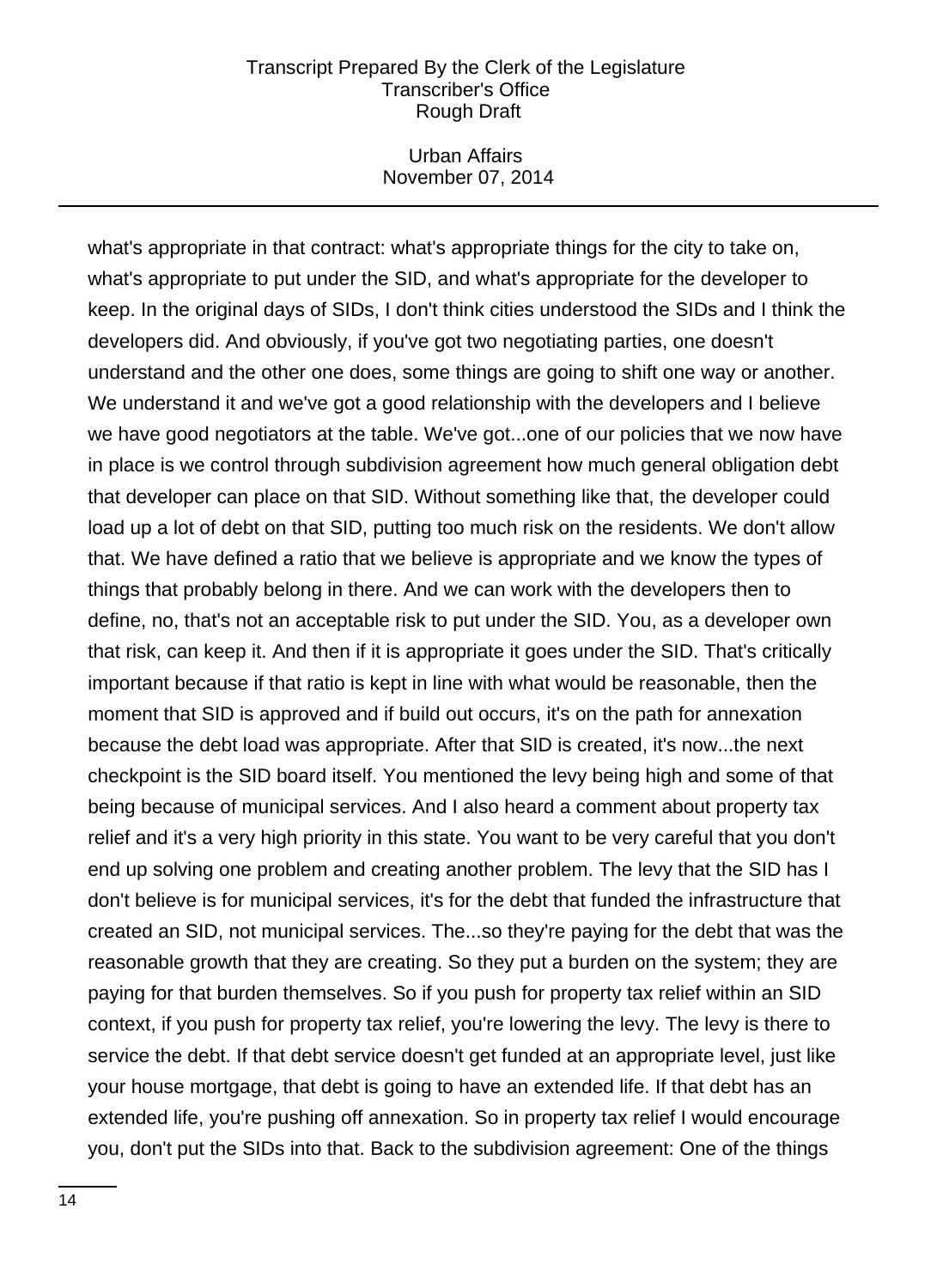what's appropriate in that contract: what's appropriate things for the city to take on, what's appropriate to put under the SID, and what's appropriate for the developer to keep. In the original days of SIDs, I don't think cities understood the SIDs and I think the developers did. And obviously, if you've got two negotiating parties, one doesn't understand and the other one does, some things are going to shift one way or another. We understand it and we've got a good relationship with the developers and I believe we have good negotiators at the table. We've got...one of our policies that we now have in place is we control through subdivision agreement how much general obligation debt that developer can place on that SID. Without something like that, the developer could load up a lot of debt on that SID, putting too much risk on the residents. We don't allow that. We have defined a ratio that we believe is appropriate and we know the types of things that probably belong in there. And we can work with the developers then to define, no, that's not an acceptable risk to put under the SID. You, as a developer own that risk, can keep it. And then if it is appropriate it goes under the SID. That's critically important because if that ratio is kept in line with what would be reasonable, then the moment that SID is approved and if build out occurs, it's on the path for annexation because the debt load was appropriate. After that SID is created, it's now...the next checkpoint is the SID board itself. You mentioned the levy being high and some of that being because of municipal services. And I also heard a comment about property tax relief and it's a very high priority in this state. You want to be very careful that you don't end up solving one problem and creating another problem. The levy that the SID has I don't believe is for municipal services, it's for the debt that funded the infrastructure that created an SID, not municipal services. The...so they're paying for the debt that was the reasonable growth that they are creating. So they put a burden on the system; they are paying for that burden themselves. So if you push for property tax relief within an SID context, if you push for property tax relief, you're lowering the levy. The levy is there to service the debt. If that debt service doesn't get funded at an appropriate level, just like your house mortgage, that debt is going to have an extended life. If that debt has an extended life, you're pushing off annexation. So in property tax relief I would encourage you, don't put the SIDs into that. Back to the subdivision agreement: One of the things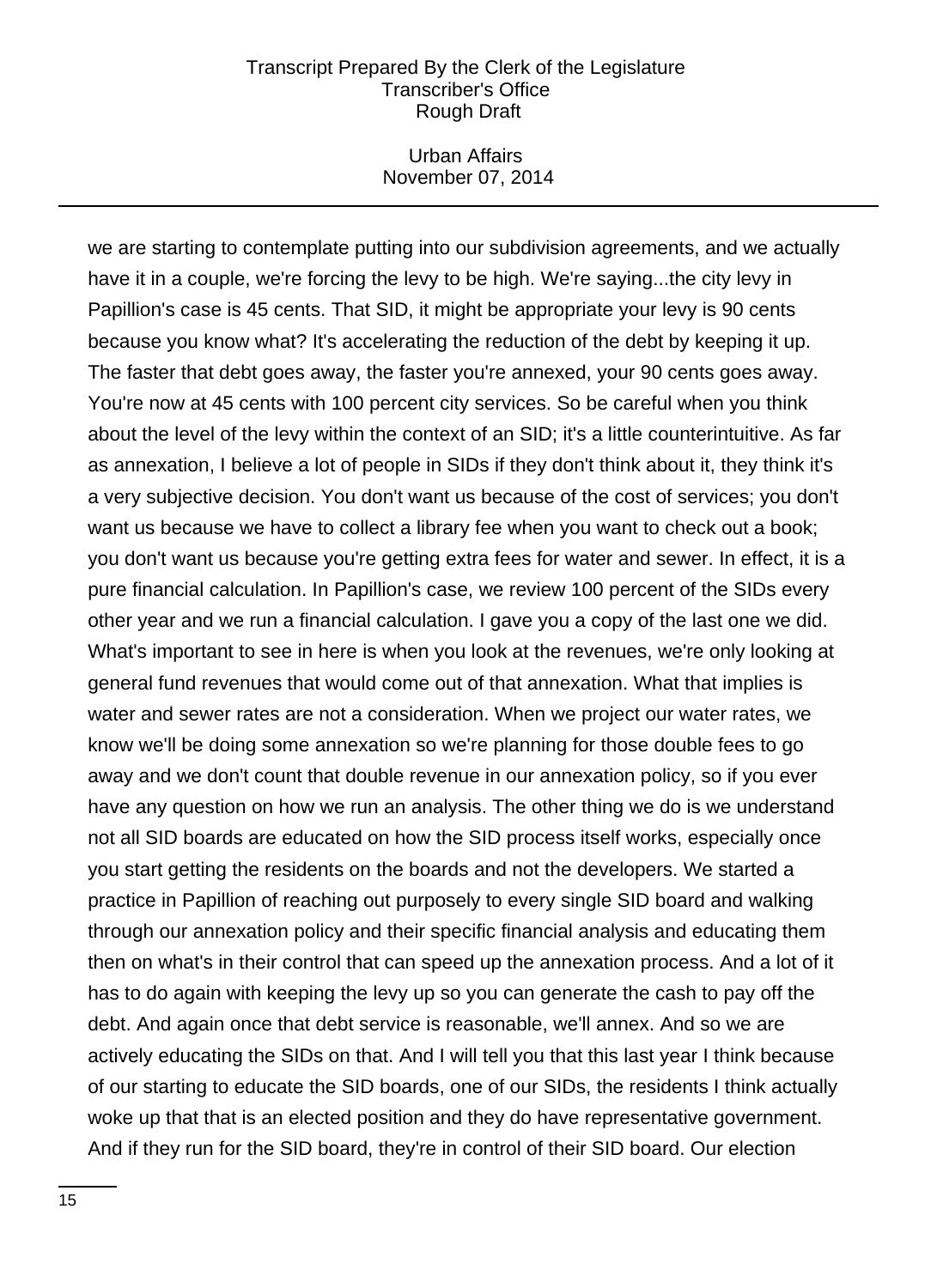we are starting to contemplate putting into our subdivision agreements, and we actually have it in a couple, we're forcing the levy to be high. We're saying...the city levy in Papillion's case is 45 cents. That SID, it might be appropriate your levy is 90 cents because you know what? It's accelerating the reduction of the debt by keeping it up. The faster that debt goes away, the faster you're annexed, your 90 cents goes away. You're now at 45 cents with 100 percent city services. So be careful when you think about the level of the levy within the context of an SID; it's a little counterintuitive. As far as annexation, I believe a lot of people in SIDs if they don't think about it, they think it's a very subjective decision. You don't want us because of the cost of services; you don't want us because we have to collect a library fee when you want to check out a book; you don't want us because you're getting extra fees for water and sewer. In effect, it is a pure financial calculation. In Papillion's case, we review 100 percent of the SIDs every other year and we run a financial calculation. I gave you a copy of the last one we did. What's important to see in here is when you look at the revenues, we're only looking at general fund revenues that would come out of that annexation. What that implies is water and sewer rates are not a consideration. When we project our water rates, we know we'll be doing some annexation so we're planning for those double fees to go away and we don't count that double revenue in our annexation policy, so if you ever have any question on how we run an analysis. The other thing we do is we understand not all SID boards are educated on how the SID process itself works, especially once you start getting the residents on the boards and not the developers. We started a practice in Papillion of reaching out purposely to every single SID board and walking through our annexation policy and their specific financial analysis and educating them then on what's in their control that can speed up the annexation process. And a lot of it has to do again with keeping the levy up so you can generate the cash to pay off the debt. And again once that debt service is reasonable, we'll annex. And so we are actively educating the SIDs on that. And I will tell you that this last year I think because of our starting to educate the SID boards, one of our SIDs, the residents I think actually woke up that that is an elected position and they do have representative government. And if they run for the SID board, they're in control of their SID board. Our election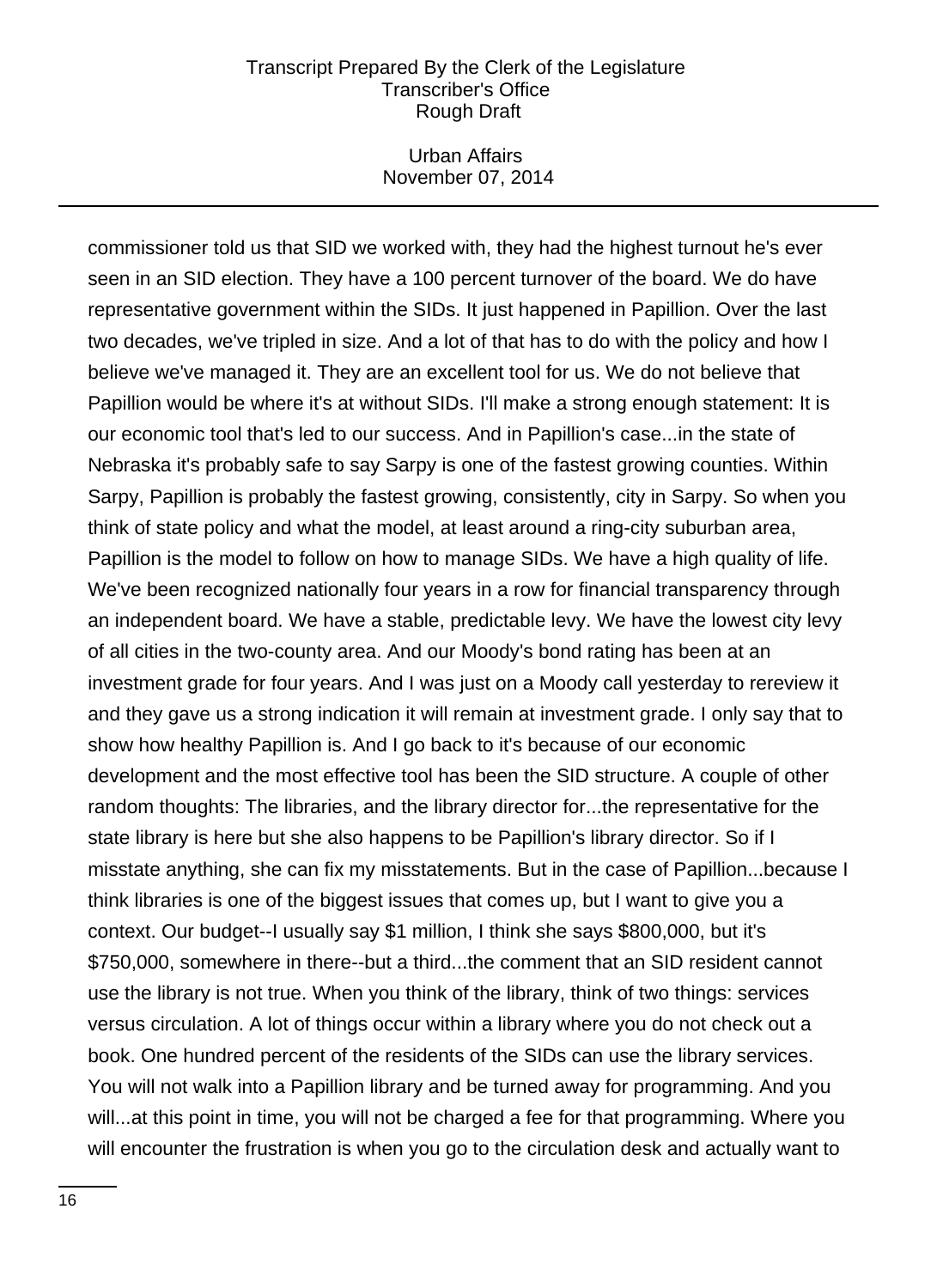commissioner told us that SID we worked with, they had the highest turnout he's ever seen in an SID election. They have a 100 percent turnover of the board. We do have representative government within the SIDs. It just happened in Papillion. Over the last two decades, we've tripled in size. And a lot of that has to do with the policy and how I believe we've managed it. They are an excellent tool for us. We do not believe that Papillion would be where it's at without SIDs. I'll make a strong enough statement: It is our economic tool that's led to our success. And in Papillion's case...in the state of Nebraska it's probably safe to say Sarpy is one of the fastest growing counties. Within Sarpy, Papillion is probably the fastest growing, consistently, city in Sarpy. So when you think of state policy and what the model, at least around a ring-city suburban area, Papillion is the model to follow on how to manage SIDs. We have a high quality of life. We've been recognized nationally four years in a row for financial transparency through an independent board. We have a stable, predictable levy. We have the lowest city levy of all cities in the two-county area. And our Moody's bond rating has been at an investment grade for four years. And I was just on a Moody call yesterday to rereview it and they gave us a strong indication it will remain at investment grade. I only say that to show how healthy Papillion is. And I go back to it's because of our economic development and the most effective tool has been the SID structure. A couple of other random thoughts: The libraries, and the library director for...the representative for the state library is here but she also happens to be Papillion's library director. So if I misstate anything, she can fix my misstatements. But in the case of Papillion...because I think libraries is one of the biggest issues that comes up, but I want to give you a context. Our budget--I usually say $1 million, I think she says $800,000, but it's $750,000, somewhere in there--but a third...the comment that an SID resident cannot use the library is not true. When you think of the library, think of two things: services versus circulation. A lot of things occur within a library where you do not check out a book. One hundred percent of the residents of the SIDs can use the library services. You will not walk into a Papillion library and be turned away for programming. And you will...at this point in time, you will not be charged a fee for that programming. Where you will encounter the frustration is when you go to the circulation desk and actually want to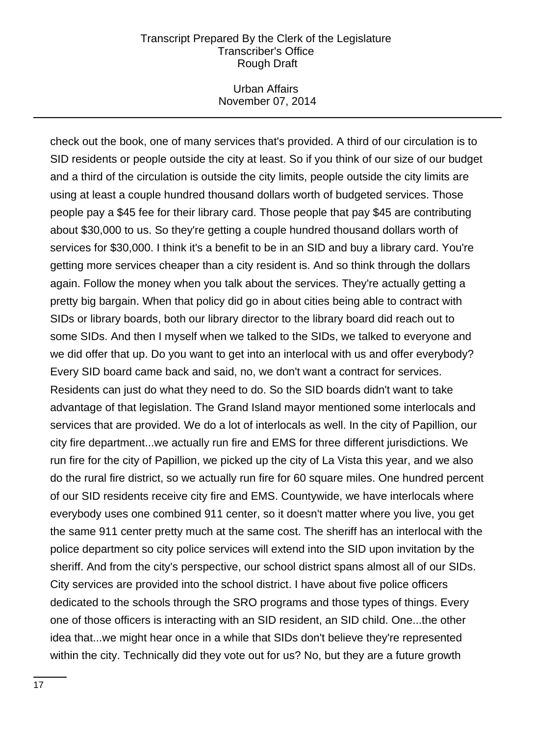check out the book, one of many services that's provided. A third of our circulation is to SID residents or people outside the city at least. So if you think of our size of our budget and a third of the circulation is outside the city limits, people outside the city limits are using at least a couple hundred thousand dollars worth of budgeted services. Those people pay a $45 fee for their library card. Those people that pay $45 are contributing about $30,000 to us. So they're getting a couple hundred thousand dollars worth of services for $30,000. I think it's a benefit to be in an SID and buy a library card. You're getting more services cheaper than a city resident is. And so think through the dollars again. Follow the money when you talk about the services. They're actually getting a pretty big bargain. When that policy did go in about cities being able to contract with SIDs or library boards, both our library director to the library board did reach out to some SIDs. And then I myself when we talked to the SIDs, we talked to everyone and we did offer that up. Do you want to get into an interlocal with us and offer everybody? Every SID board came back and said, no, we don't want a contract for services. Residents can just do what they need to do. So the SID boards didn't want to take advantage of that legislation. The Grand Island mayor mentioned some interlocals and services that are provided. We do a lot of interlocals as well. In the city of Papillion, our city fire department...we actually run fire and EMS for three different jurisdictions. We run fire for the city of Papillion, we picked up the city of La Vista this year, and we also do the rural fire district, so we actually run fire for 60 square miles. One hundred percent of our SID residents receive city fire and EMS. Countywide, we have interlocals where everybody uses one combined 911 center, so it doesn't matter where you live, you get the same 911 center pretty much at the same cost. The sheriff has an interlocal with the police department so city police services will extend into the SID upon invitation by the sheriff. And from the city's perspective, our school district spans almost all of our SIDs. City services are provided into the school district. I have about five police officers dedicated to the schools through the SRO programs and those types of things. Every one of those officers is interacting with an SID resident, an SID child. One...the other idea that...we might hear once in a while that SIDs don't believe they're represented within the city. Technically did they vote out for us? No, but they are a future growth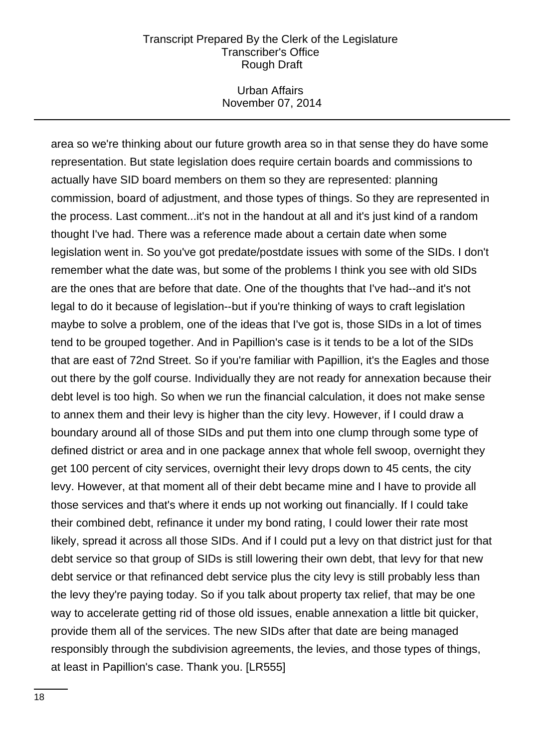area so we're thinking about our future growth area so in that sense they do have some representation. But state legislation does require certain boards and commissions to actually have SID board members on them so they are represented: planning commission, board of adjustment, and those types of things. So they are represented in the process. Last comment...it's not in the handout at all and it's just kind of a random thought I've had. There was a reference made about a certain date when some legislation went in. So you've got predate/postdate issues with some of the SIDs. I don't remember what the date was, but some of the problems I think you see with old SIDs are the ones that are before that date. One of the thoughts that I've had--and it's not legal to do it because of legislation--but if you're thinking of ways to craft legislation maybe to solve a problem, one of the ideas that I've got is, those SIDs in a lot of times tend to be grouped together. And in Papillion's case is it tends to be a lot of the SIDs that are east of 72nd Street. So if you're familiar with Papillion, it's the Eagles and those out there by the golf course. Individually they are not ready for annexation because their debt level is too high. So when we run the financial calculation, it does not make sense to annex them and their levy is higher than the city levy. However, if I could draw a boundary around all of those SIDs and put them into one clump through some type of defined district or area and in one package annex that whole fell swoop, overnight they get 100 percent of city services, overnight their levy drops down to 45 cents, the city levy. However, at that moment all of their debt became mine and I have to provide all those services and that's where it ends up not working out financially. If I could take their combined debt, refinance it under my bond rating, I could lower their rate most likely, spread it across all those SIDs. And if I could put a levy on that district just for that debt service so that group of SIDs is still lowering their own debt, that levy for that new debt service or that refinanced debt service plus the city levy is still probably less than the levy they're paying today. So if you talk about property tax relief, that may be one way to accelerate getting rid of those old issues, enable annexation a little bit quicker, provide them all of the services. The new SIDs after that date are being managed responsibly through the subdivision agreements, the levies, and those types of things, at least in Papillion's case. Thank you. [LR555]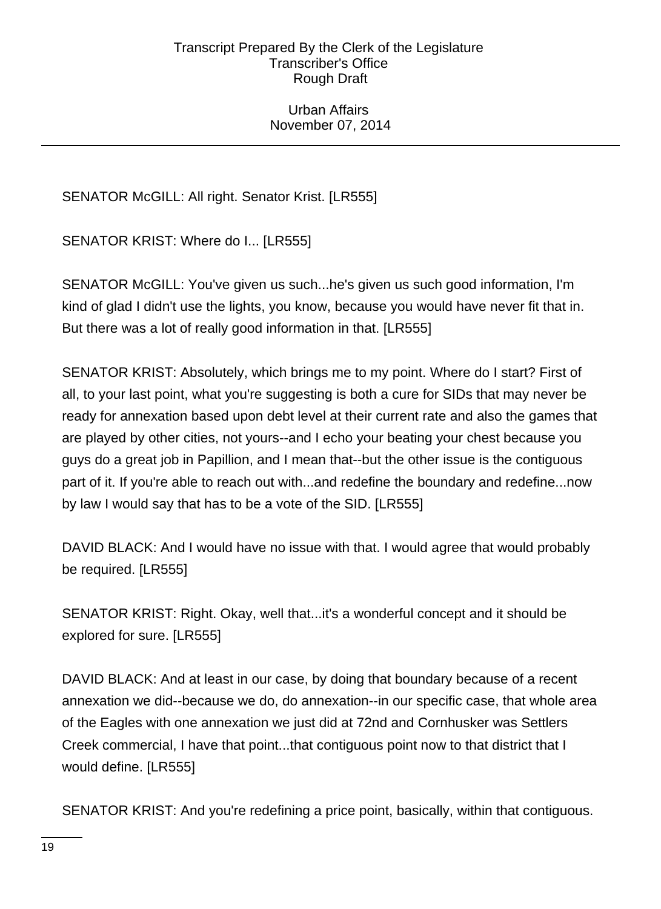SENATOR McGILL: All right. Senator Krist. [LR555]

SENATOR KRIST: Where do I... [LR555]

SENATOR McGILL: You've given us such...he's given us such good information, I'm kind of glad I didn't use the lights, you know, because you would have never fit that in. But there was a lot of really good information in that. [LR555]

SENATOR KRIST: Absolutely, which brings me to my point. Where do I start? First of all, to your last point, what you're suggesting is both a cure for SIDs that may never be ready for annexation based upon debt level at their current rate and also the games that are played by other cities, not yours--and I echo your beating your chest because you guys do a great job in Papillion, and I mean that--but the other issue is the contiguous part of it. If you're able to reach out with...and redefine the boundary and redefine...now by law I would say that has to be a vote of the SID. [LR555]

DAVID BLACK: And I would have no issue with that. I would agree that would probably be required. [LR555]

SENATOR KRIST: Right. Okay, well that...it's a wonderful concept and it should be explored for sure. [LR555]

DAVID BLACK: And at least in our case, by doing that boundary because of a recent annexation we did--because we do, do annexation--in our specific case, that whole area of the Eagles with one annexation we just did at 72nd and Cornhusker was Settlers Creek commercial, I have that point...that contiguous point now to that district that I would define. [LR555]

SENATOR KRIST: And you're redefining a price point, basically, within that contiguous.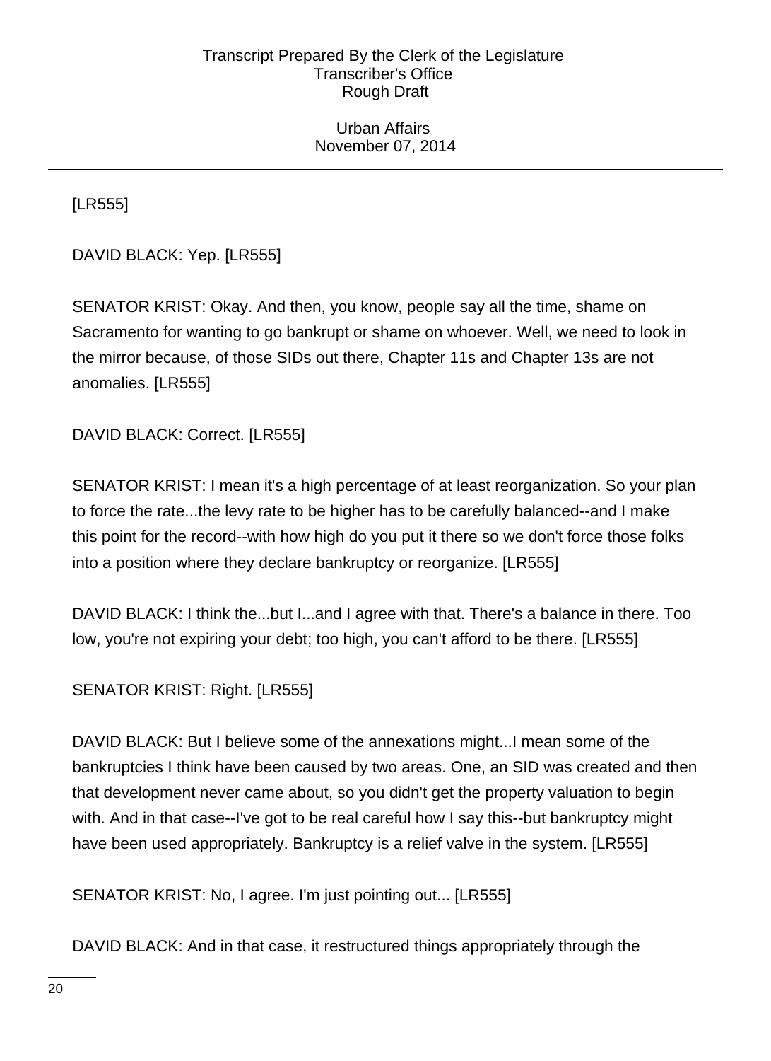[LR555]

DAVID BLACK: Yep. [LR555]

SENATOR KRIST: Okay. And then, you know, people say all the time, shame on Sacramento for wanting to go bankrupt or shame on whoever. Well, we need to look in the mirror because, of those SIDs out there, Chapter 11s and Chapter 13s are not anomalies. [LR555]

DAVID BLACK: Correct. [LR555]

SENATOR KRIST: I mean it's a high percentage of at least reorganization. So your plan to force the rate...the levy rate to be higher has to be carefully balanced--and I make this point for the record--with how high do you put it there so we don't force those folks into a position where they declare bankruptcy or reorganize. [LR555]

DAVID BLACK: I think the...but I...and I agree with that. There's a balance in there. Too low, you're not expiring your debt; too high, you can't afford to be there. [LR555]

SENATOR KRIST: Right. [LR555]

DAVID BLACK: But I believe some of the annexations might...I mean some of the bankruptcies I think have been caused by two areas. One, an SID was created and then that development never came about, so you didn't get the property valuation to begin with. And in that case--I've got to be real careful how I say this--but bankruptcy might have been used appropriately. Bankruptcy is a relief valve in the system. [LR555]

SENATOR KRIST: No, I agree. I'm just pointing out... [LR555]

DAVID BLACK: And in that case, it restructured things appropriately through the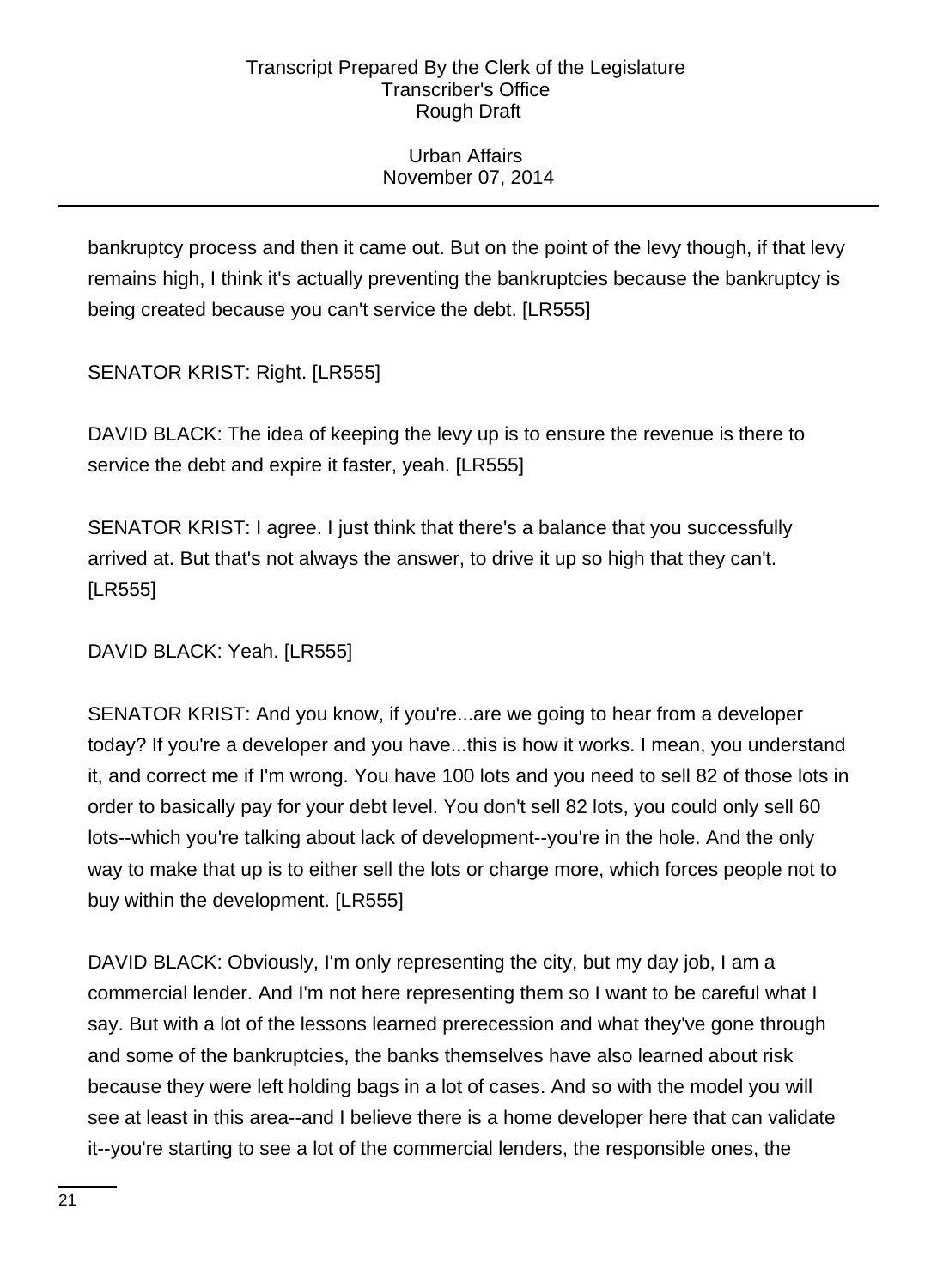bankruptcy process and then it came out. But on the point of the levy though, if that levy remains high, I think it's actually preventing the bankruptcies because the bankruptcy is being created because you can't service the debt. [LR555]

SENATOR KRIST: Right. [LR555]

DAVID BLACK: The idea of keeping the levy up is to ensure the revenue is there to service the debt and expire it faster, yeah. [LR555]

SENATOR KRIST: I agree. I just think that there's a balance that you successfully arrived at. But that's not always the answer, to drive it up so high that they can't. [LR555]

DAVID BLACK: Yeah. [LR555]

SENATOR KRIST: And you know, if you're...are we going to hear from a developer today? If you're a developer and you have...this is how it works. I mean, you understand it, and correct me if I'm wrong. You have 100 lots and you need to sell 82 of those lots in order to basically pay for your debt level. You don't sell 82 lots, you could only sell 60 lots--which you're talking about lack of development--you're in the hole. And the only way to make that up is to either sell the lots or charge more, which forces people not to buy within the development. [LR555]

DAVID BLACK: Obviously, I'm only representing the city, but my day job, I am a commercial lender. And I'm not here representing them so I want to be careful what I say. But with a lot of the lessons learned prerecession and what they've gone through and some of the bankruptcies, the banks themselves have also learned about risk because they were left holding bags in a lot of cases. And so with the model you will see at least in this area--and I believe there is a home developer here that can validate it--you're starting to see a lot of the commercial lenders, the responsible ones, the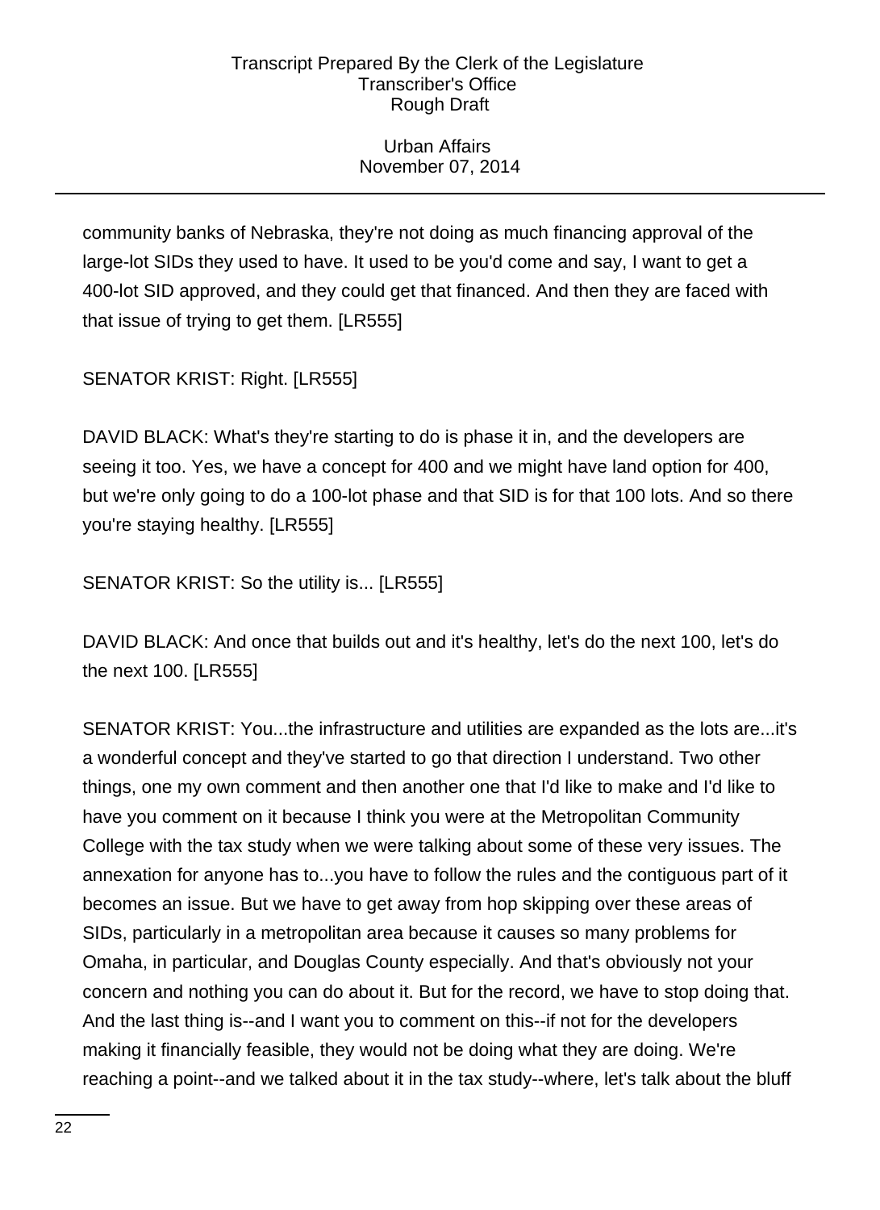community banks of Nebraska, they're not doing as much financing approval of the large-lot SIDs they used to have. It used to be you'd come and say, I want to get a 400-lot SID approved, and they could get that financed. And then they are faced with that issue of trying to get them. [LR555]

SENATOR KRIST: Right. [LR555]

DAVID BLACK: What's they're starting to do is phase it in, and the developers are seeing it too. Yes, we have a concept for 400 and we might have land option for 400, but we're only going to do a 100-lot phase and that SID is for that 100 lots. And so there you're staying healthy. [LR555]

SENATOR KRIST: So the utility is... [LR555]

DAVID BLACK: And once that builds out and it's healthy, let's do the next 100, let's do the next 100. [LR555]

SENATOR KRIST: You...the infrastructure and utilities are expanded as the lots are...it's a wonderful concept and they've started to go that direction I understand. Two other things, one my own comment and then another one that I'd like to make and I'd like to have you comment on it because I think you were at the Metropolitan Community College with the tax study when we were talking about some of these very issues. The annexation for anyone has to...you have to follow the rules and the contiguous part of it becomes an issue. But we have to get away from hop skipping over these areas of SIDs, particularly in a metropolitan area because it causes so many problems for Omaha, in particular, and Douglas County especially. And that's obviously not your concern and nothing you can do about it. But for the record, we have to stop doing that. And the last thing is--and I want you to comment on this--if not for the developers making it financially feasible, they would not be doing what they are doing. We're reaching a point--and we talked about it in the tax study--where, let's talk about the bluff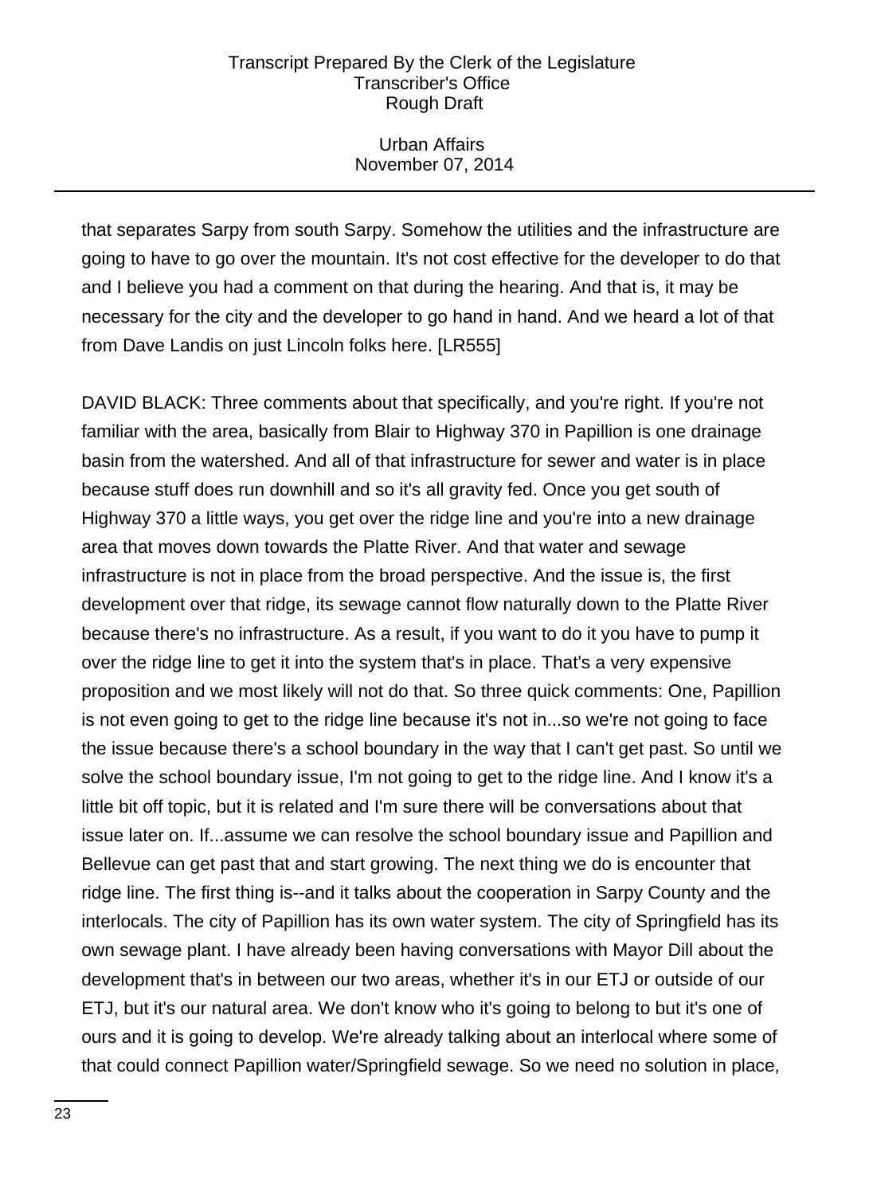that separates Sarpy from south Sarpy. Somehow the utilities and the infrastructure are going to have to go over the mountain. It's not cost effective for the developer to do that and I believe you had a comment on that during the hearing. And that is, it may be necessary for the city and the developer to go hand in hand. And we heard a lot of that from Dave Landis on just Lincoln folks here. [LR555]

DAVID BLACK: Three comments about that specifically, and you're right. If you're not familiar with the area, basically from Blair to Highway 370 in Papillion is one drainage basin from the watershed. And all of that infrastructure for sewer and water is in place because stuff does run downhill and so it's all gravity fed. Once you get south of Highway 370 a little ways, you get over the ridge line and you're into a new drainage area that moves down towards the Platte River. And that water and sewage infrastructure is not in place from the broad perspective. And the issue is, the first development over that ridge, its sewage cannot flow naturally down to the Platte River because there's no infrastructure. As a result, if you want to do it you have to pump it over the ridge line to get it into the system that's in place. That's a very expensive proposition and we most likely will not do that. So three quick comments: One, Papillion is not even going to get to the ridge line because it's not in...so we're not going to face the issue because there's a school boundary in the way that I can't get past. So until we solve the school boundary issue, I'm not going to get to the ridge line. And I know it's a little bit off topic, but it is related and I'm sure there will be conversations about that issue later on. If...assume we can resolve the school boundary issue and Papillion and Bellevue can get past that and start growing. The next thing we do is encounter that ridge line. The first thing is--and it talks about the cooperation in Sarpy County and the interlocals. The city of Papillion has its own water system. The city of Springfield has its own sewage plant. I have already been having conversations with Mayor Dill about the development that's in between our two areas, whether it's in our ETJ or outside of our ETJ, but it's our natural area. We don't know who it's going to belong to but it's one of ours and it is going to develop. We're already talking about an interlocal where some of that could connect Papillion water/Springfield sewage. So we need no solution in place,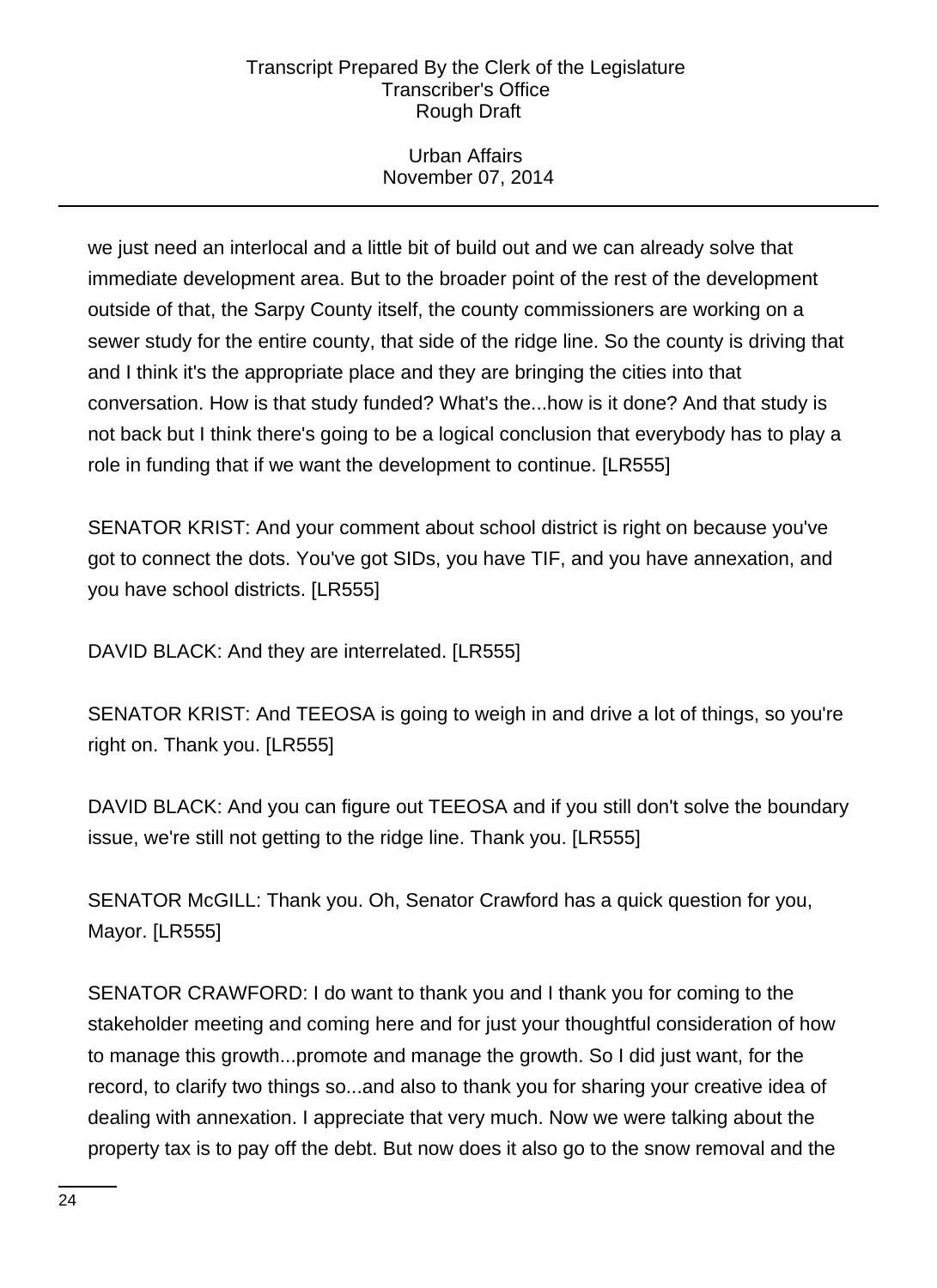we just need an interlocal and a little bit of build out and we can already solve that immediate development area. But to the broader point of the rest of the development outside of that, the Sarpy County itself, the county commissioners are working on a sewer study for the entire county, that side of the ridge line. So the county is driving that and I think it's the appropriate place and they are bringing the cities into that conversation. How is that study funded? What's the...how is it done? And that study is not back but I think there's going to be a logical conclusion that everybody has to play a role in funding that if we want the development to continue. [LR555]

SENATOR KRIST: And your comment about school district is right on because you've got to connect the dots. You've got SIDs, you have TIF, and you have annexation, and you have school districts. [LR555]

DAVID BLACK: And they are interrelated. [LR555]

SENATOR KRIST: And TEEOSA is going to weigh in and drive a lot of things, so you're right on. Thank you. [LR555]

DAVID BLACK: And you can figure out TEEOSA and if you still don't solve the boundary issue, we're still not getting to the ridge line. Thank you. [LR555]

SENATOR McGILL: Thank you. Oh, Senator Crawford has a quick question for you, Mayor. [LR555]

SENATOR CRAWFORD: I do want to thank you and I thank you for coming to the stakeholder meeting and coming here and for just your thoughtful consideration of how to manage this growth...promote and manage the growth. So I did just want, for the record, to clarify two things so...and also to thank you for sharing your creative idea of dealing with annexation. I appreciate that very much. Now we were talking about the property tax is to pay off the debt. But now does it also go to the snow removal and the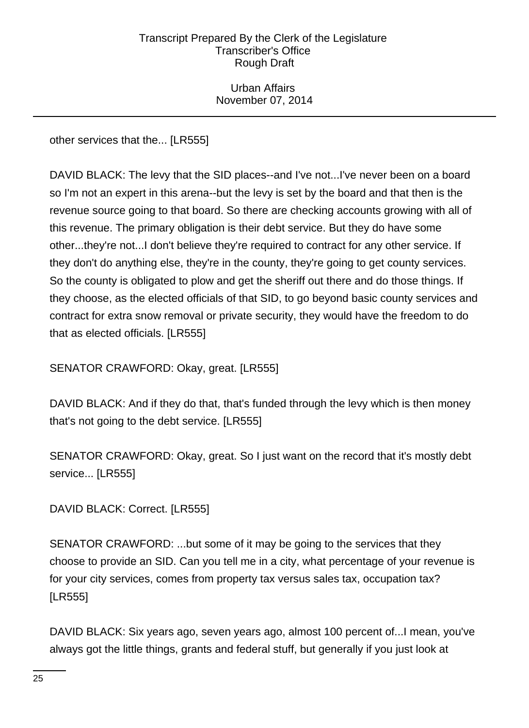other services that the... [LR555]

DAVID BLACK: The levy that the SID places--and I've not...I've never been on a board so I'm not an expert in this arena--but the levy is set by the board and that then is the revenue source going to that board. So there are checking accounts growing with all of this revenue. The primary obligation is their debt service. But they do have some other...they're not...I don't believe they're required to contract for any other service. If they don't do anything else, they're in the county, they're going to get county services. So the county is obligated to plow and get the sheriff out there and do those things. If they choose, as the elected officials of that SID, to go beyond basic county services and contract for extra snow removal or private security, they would have the freedom to do that as elected officials. [LR555]

SENATOR CRAWFORD: Okay, great. [LR555]

DAVID BLACK: And if they do that, that's funded through the levy which is then money that's not going to the debt service. [LR555]

SENATOR CRAWFORD: Okay, great. So I just want on the record that it's mostly debt service... [LR555]

DAVID BLACK: Correct. [LR555]

SENATOR CRAWFORD: ...but some of it may be going to the services that they choose to provide an SID. Can you tell me in a city, what percentage of your revenue is for your city services, comes from property tax versus sales tax, occupation tax? [LR555]

DAVID BLACK: Six years ago, seven years ago, almost 100 percent of...I mean, you've always got the little things, grants and federal stuff, but generally if you just look at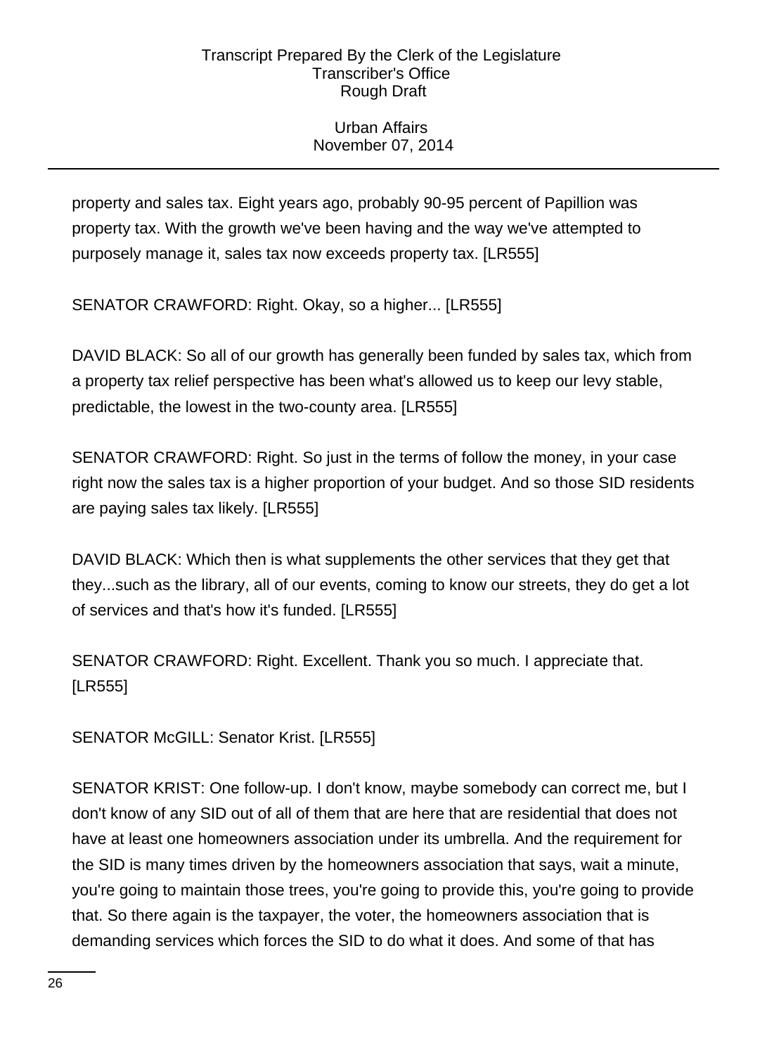property and sales tax. Eight years ago, probably 90-95 percent of Papillion was property tax. With the growth we've been having and the way we've attempted to purposely manage it, sales tax now exceeds property tax. [LR555]

SENATOR CRAWFORD: Right. Okay, so a higher... [LR555]

DAVID BLACK: So all of our growth has generally been funded by sales tax, which from a property tax relief perspective has been what's allowed us to keep our levy stable, predictable, the lowest in the two-county area. [LR555]

SENATOR CRAWFORD: Right. So just in the terms of follow the money, in your case right now the sales tax is a higher proportion of your budget. And so those SID residents are paying sales tax likely. [LR555]

DAVID BLACK: Which then is what supplements the other services that they get that they...such as the library, all of our events, coming to know our streets, they do get a lot of services and that's how it's funded. [LR555]

SENATOR CRAWFORD: Right. Excellent. Thank you so much. I appreciate that. [LR555]

SENATOR McGILL: Senator Krist. [LR555]

SENATOR KRIST: One follow-up. I don't know, maybe somebody can correct me, but I don't know of any SID out of all of them that are here that are residential that does not have at least one homeowners association under its umbrella. And the requirement for the SID is many times driven by the homeowners association that says, wait a minute, you're going to maintain those trees, you're going to provide this, you're going to provide that. So there again is the taxpayer, the voter, the homeowners association that is demanding services which forces the SID to do what it does. And some of that has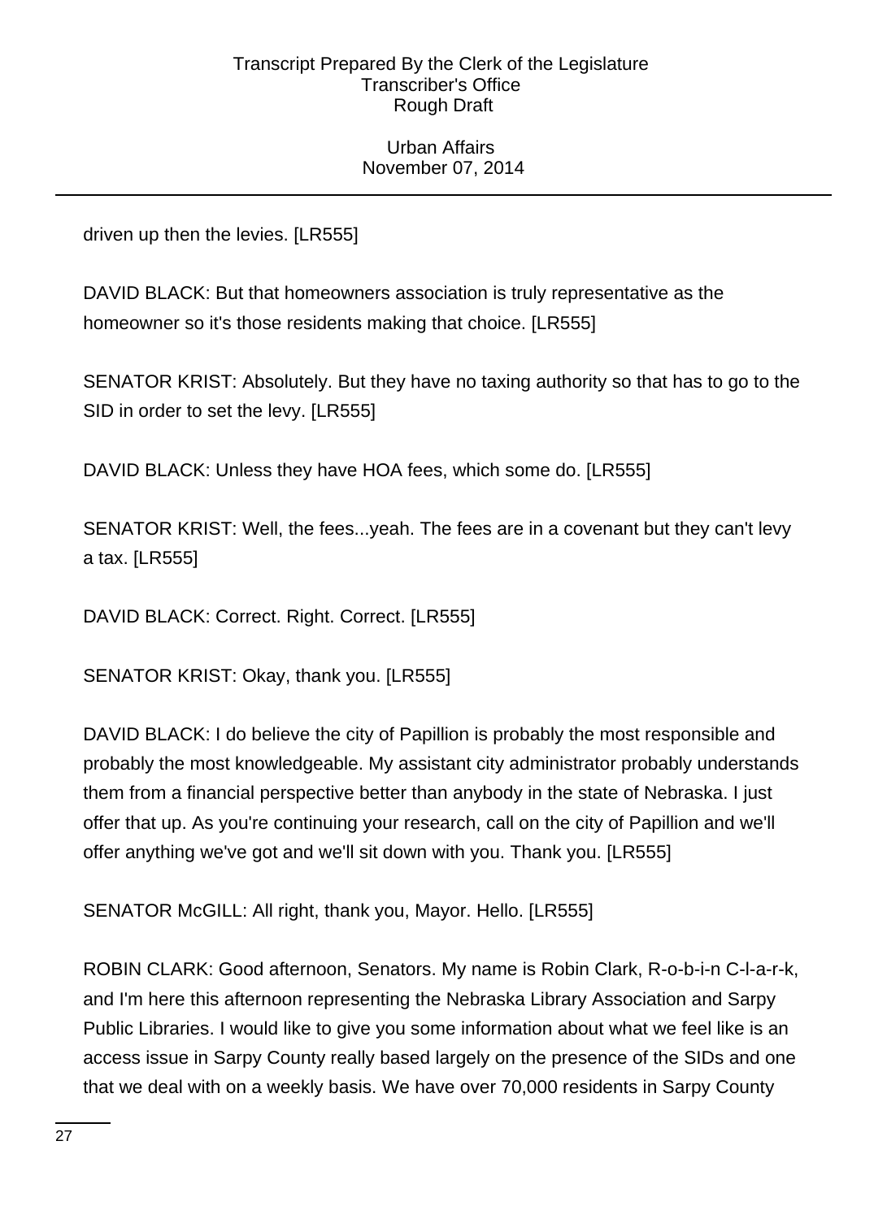driven up then the levies. [LR555]

DAVID BLACK: But that homeowners association is truly representative as the homeowner so it's those residents making that choice. [LR555]

SENATOR KRIST: Absolutely. But they have no taxing authority so that has to go to the SID in order to set the levy. [LR555]

DAVID BLACK: Unless they have HOA fees, which some do. [LR555]

SENATOR KRIST: Well, the fees...yeah. The fees are in a covenant but they can't levy a tax. [LR555]

DAVID BLACK: Correct. Right. Correct. [LR555]

SENATOR KRIST: Okay, thank you. [LR555]

DAVID BLACK: I do believe the city of Papillion is probably the most responsible and probably the most knowledgeable. My assistant city administrator probably understands them from a financial perspective better than anybody in the state of Nebraska. I just offer that up. As you're continuing your research, call on the city of Papillion and we'll offer anything we've got and we'll sit down with you. Thank you. [LR555]

SENATOR McGILL: All right, thank you, Mayor. Hello. [LR555]

ROBIN CLARK: Good afternoon, Senators. My name is Robin Clark, R-o-b-i-n C-l-a-r-k, and I'm here this afternoon representing the Nebraska Library Association and Sarpy Public Libraries. I would like to give you some information about what we feel like is an access issue in Sarpy County really based largely on the presence of the SIDs and one that we deal with on a weekly basis. We have over 70,000 residents in Sarpy County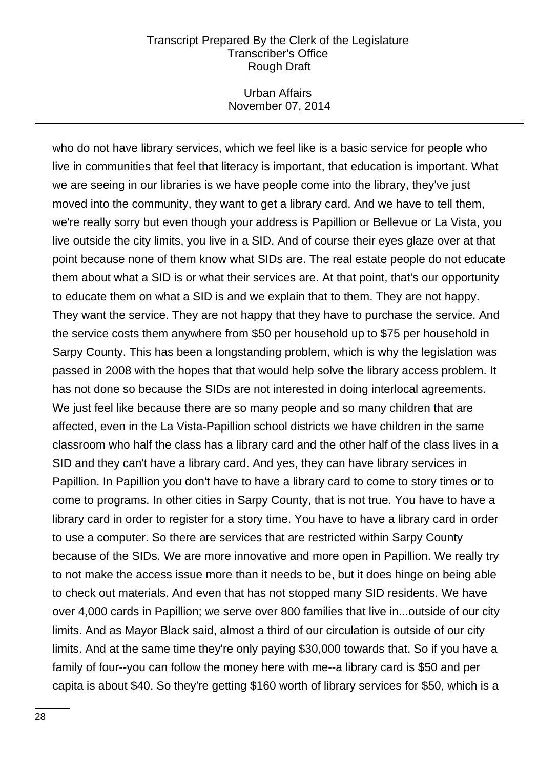who do not have library services, which we feel like is a basic service for people who live in communities that feel that literacy is important, that education is important. What we are seeing in our libraries is we have people come into the library, they've just moved into the community, they want to get a library card. And we have to tell them, we're really sorry but even though your address is Papillion or Bellevue or La Vista, you live outside the city limits, you live in a SID. And of course their eyes glaze over at that point because none of them know what SIDs are. The real estate people do not educate them about what a SID is or what their services are. At that point, that's our opportunity to educate them on what a SID is and we explain that to them. They are not happy. They want the service. They are not happy that they have to purchase the service. And the service costs them anywhere from $50 per household up to $75 per household in Sarpy County. This has been a longstanding problem, which is why the legislation was passed in 2008 with the hopes that that would help solve the library access problem. It has not done so because the SIDs are not interested in doing interlocal agreements. We just feel like because there are so many people and so many children that are affected, even in the La Vista-Papillion school districts we have children in the same classroom who half the class has a library card and the other half of the class lives in a SID and they can't have a library card. And yes, they can have library services in Papillion. In Papillion you don't have to have a library card to come to story times or to come to programs. In other cities in Sarpy County, that is not true. You have to have a library card in order to register for a story time. You have to have a library card in order to use a computer. So there are services that are restricted within Sarpy County because of the SIDs. We are more innovative and more open in Papillion. We really try to not make the access issue more than it needs to be, but it does hinge on being able to check out materials. And even that has not stopped many SID residents. We have over 4,000 cards in Papillion; we serve over 800 families that live in...outside of our city limits. And as Mayor Black said, almost a third of our circulation is outside of our city limits. And at the same time they're only paying $30,000 towards that. So if you have a family of four--you can follow the money here with me--a library card is $50 and per capita is about $40. So they're getting $160 worth of library services for $50, which is a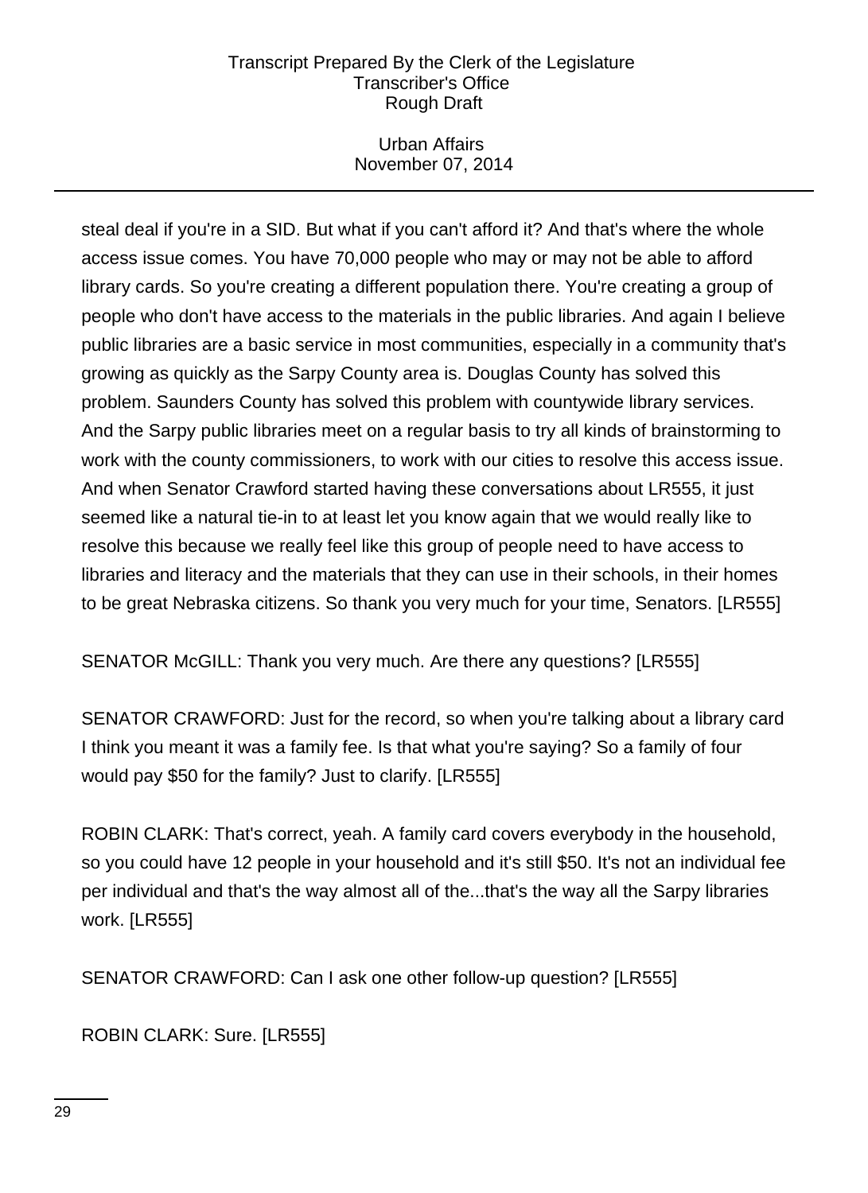steal deal if you're in a SID. But what if you can't afford it? And that's where the whole access issue comes. You have 70,000 people who may or may not be able to afford library cards. So you're creating a different population there. You're creating a group of people who don't have access to the materials in the public libraries. And again I believe public libraries are a basic service in most communities, especially in a community that's growing as quickly as the Sarpy County area is. Douglas County has solved this problem. Saunders County has solved this problem with countywide library services. And the Sarpy public libraries meet on a regular basis to try all kinds of brainstorming to work with the county commissioners, to work with our cities to resolve this access issue. And when Senator Crawford started having these conversations about LR555, it just seemed like a natural tie-in to at least let you know again that we would really like to resolve this because we really feel like this group of people need to have access to libraries and literacy and the materials that they can use in their schools, in their homes to be great Nebraska citizens. So thank you very much for your time, Senators. [LR555]

SENATOR McGILL: Thank you very much. Are there any questions? [LR555]

SENATOR CRAWFORD: Just for the record, so when you're talking about a library card I think you meant it was a family fee. Is that what you're saying? So a family of four would pay $50 for the family? Just to clarify. [LR555]

ROBIN CLARK: That's correct, yeah. A family card covers everybody in the household, so you could have 12 people in your household and it's still $50. It's not an individual fee per individual and that's the way almost all of the...that's the way all the Sarpy libraries work. [LR555]

SENATOR CRAWFORD: Can I ask one other follow-up question? [LR555]

ROBIN CLARK: Sure. [LR555]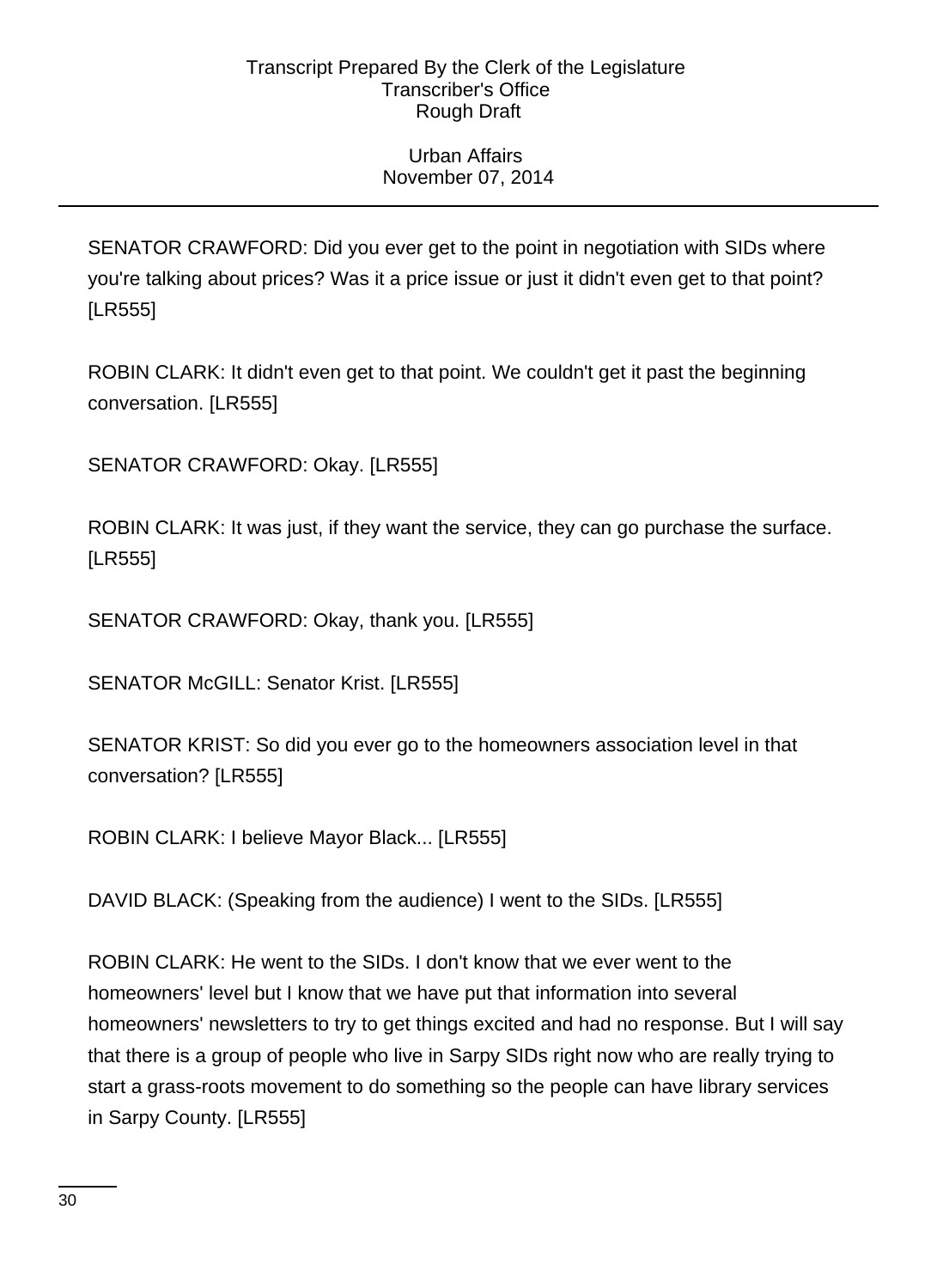SENATOR CRAWFORD: Did you ever get to the point in negotiation with SIDs where you're talking about prices? Was it a price issue or just it didn't even get to that point? [LR555]

ROBIN CLARK: It didn't even get to that point. We couldn't get it past the beginning conversation. [LR555]

SENATOR CRAWFORD: Okay. [LR555]

ROBIN CLARK: It was just, if they want the service, they can go purchase the surface. [LR555]

SENATOR CRAWFORD: Okay, thank you. [LR555]

SENATOR McGILL: Senator Krist. [LR555]

SENATOR KRIST: So did you ever go to the homeowners association level in that conversation? [LR555]

ROBIN CLARK: I believe Mayor Black... [LR555]

DAVID BLACK: (Speaking from the audience) I went to the SIDs. [LR555]

ROBIN CLARK: He went to the SIDs. I don't know that we ever went to the homeowners' level but I know that we have put that information into several homeowners' newsletters to try to get things excited and had no response. But I will say that there is a group of people who live in Sarpy SIDs right now who are really trying to start a grass-roots movement to do something so the people can have library services in Sarpy County. [LR555]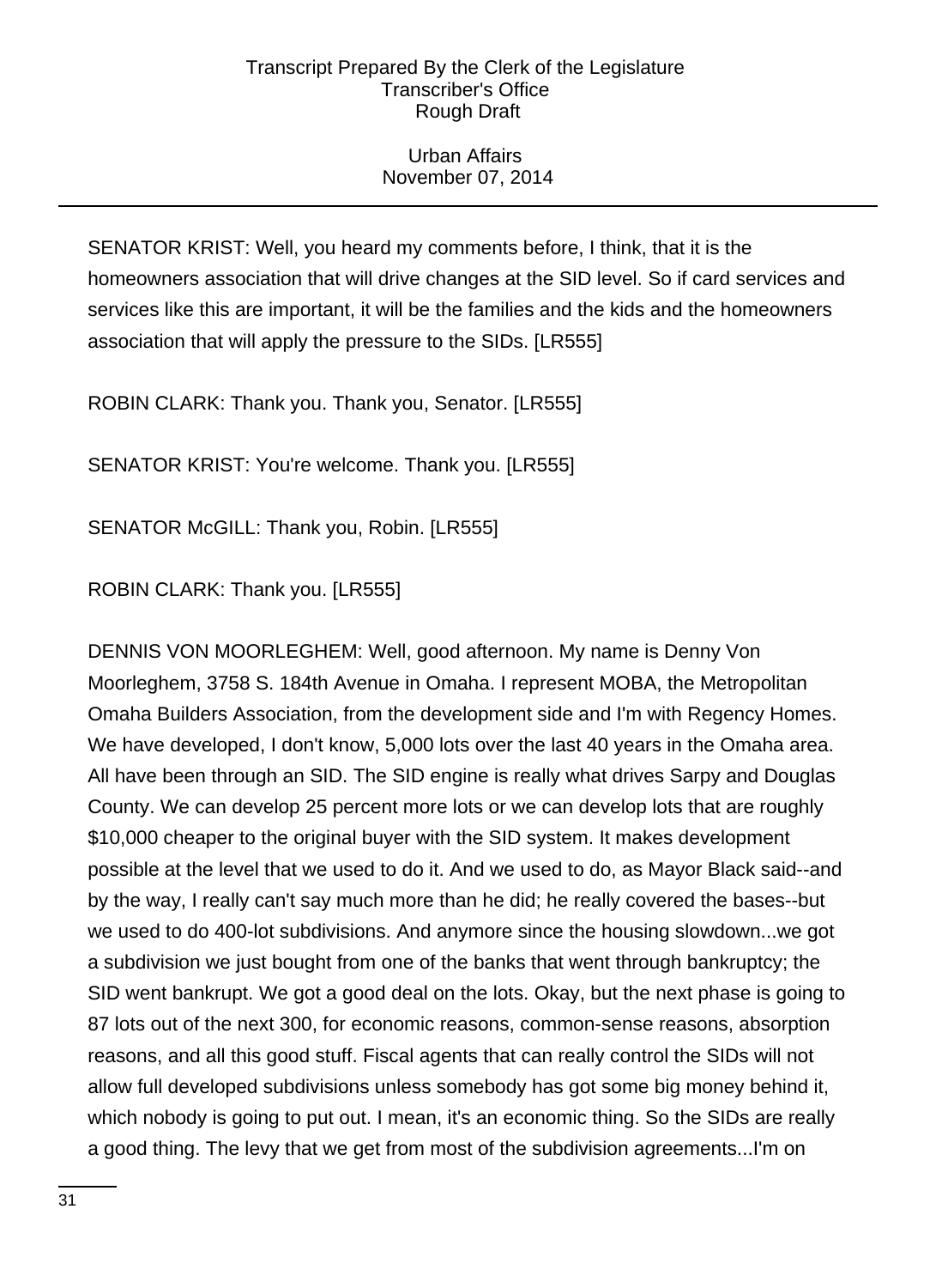SENATOR KRIST: Well, you heard my comments before, I think, that it is the homeowners association that will drive changes at the SID level. So if card services and services like this are important, it will be the families and the kids and the homeowners association that will apply the pressure to the SIDs. [LR555]

ROBIN CLARK: Thank you. Thank you, Senator. [LR555]

SENATOR KRIST: You're welcome. Thank you. [LR555]

SENATOR McGILL: Thank you, Robin. [LR555]

ROBIN CLARK: Thank you. [LR555]

DENNIS VON MOORLEGHEM: Well, good afternoon. My name is Denny Von Moorleghem, 3758 S. 184th Avenue in Omaha. I represent MOBA, the Metropolitan Omaha Builders Association, from the development side and I'm with Regency Homes. We have developed, I don't know, 5,000 lots over the last 40 years in the Omaha area. All have been through an SID. The SID engine is really what drives Sarpy and Douglas County. We can develop 25 percent more lots or we can develop lots that are roughly $10,000 cheaper to the original buyer with the SID system. It makes development possible at the level that we used to do it. And we used to do, as Mayor Black said--and by the way, I really can't say much more than he did; he really covered the bases--but we used to do 400-lot subdivisions. And anymore since the housing slowdown...we got a subdivision we just bought from one of the banks that went through bankruptcy; the SID went bankrupt. We got a good deal on the lots. Okay, but the next phase is going to 87 lots out of the next 300, for economic reasons, common-sense reasons, absorption reasons, and all this good stuff. Fiscal agents that can really control the SIDs will not allow full developed subdivisions unless somebody has got some big money behind it, which nobody is going to put out. I mean, it's an economic thing. So the SIDs are really a good thing. The levy that we get from most of the subdivision agreements...I'm on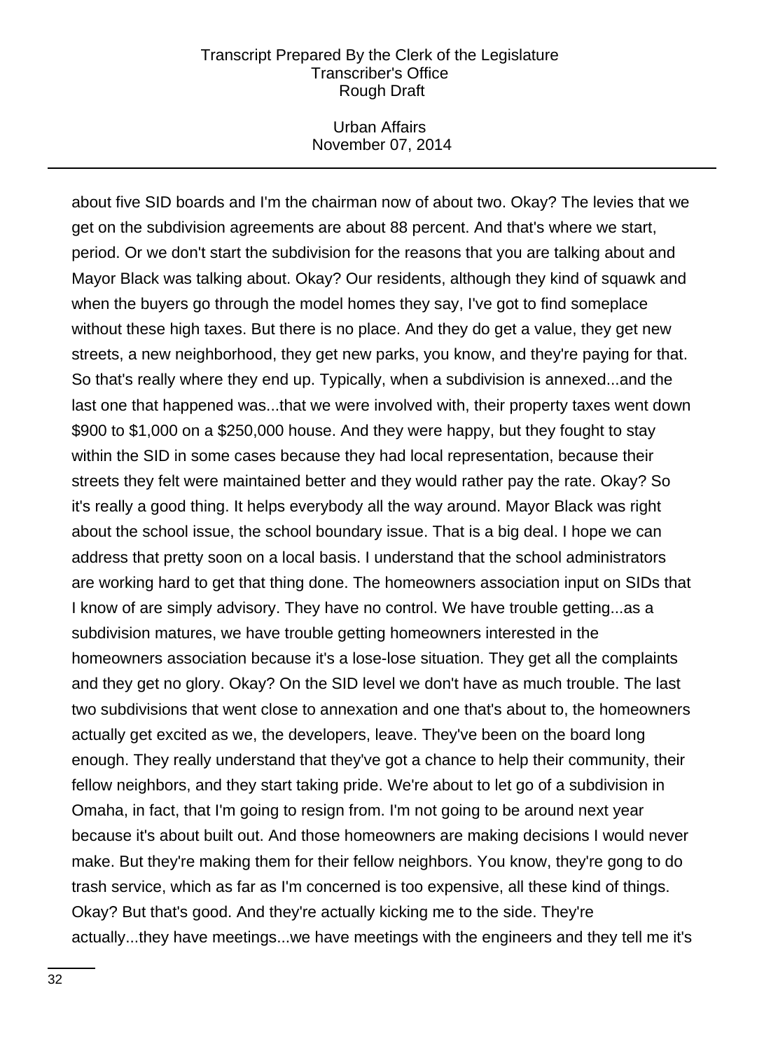about five SID boards and I'm the chairman now of about two. Okay? The levies that we get on the subdivision agreements are about 88 percent. And that's where we start, period. Or we don't start the subdivision for the reasons that you are talking about and Mayor Black was talking about. Okay? Our residents, although they kind of squawk and when the buyers go through the model homes they say, I've got to find someplace without these high taxes. But there is no place. And they do get a value, they get new streets, a new neighborhood, they get new parks, you know, and they're paying for that. So that's really where they end up. Typically, when a subdivision is annexed...and the last one that happened was...that we were involved with, their property taxes went down $900 to $1,000 on a $250,000 house. And they were happy, but they fought to stay within the SID in some cases because they had local representation, because their streets they felt were maintained better and they would rather pay the rate. Okay? So it's really a good thing. It helps everybody all the way around. Mayor Black was right about the school issue, the school boundary issue. That is a big deal. I hope we can address that pretty soon on a local basis. I understand that the school administrators are working hard to get that thing done. The homeowners association input on SIDs that I know of are simply advisory. They have no control. We have trouble getting...as a subdivision matures, we have trouble getting homeowners interested in the homeowners association because it's a lose-lose situation. They get all the complaints and they get no glory. Okay? On the SID level we don't have as much trouble. The last two subdivisions that went close to annexation and one that's about to, the homeowners actually get excited as we, the developers, leave. They've been on the board long enough. They really understand that they've got a chance to help their community, their fellow neighbors, and they start taking pride. We're about to let go of a subdivision in Omaha, in fact, that I'm going to resign from. I'm not going to be around next year because it's about built out. And those homeowners are making decisions I would never make. But they're making them for their fellow neighbors. You know, they're gong to do trash service, which as far as I'm concerned is too expensive, all these kind of things. Okay? But that's good. And they're actually kicking me to the side. They're actually...they have meetings...we have meetings with the engineers and they tell me it's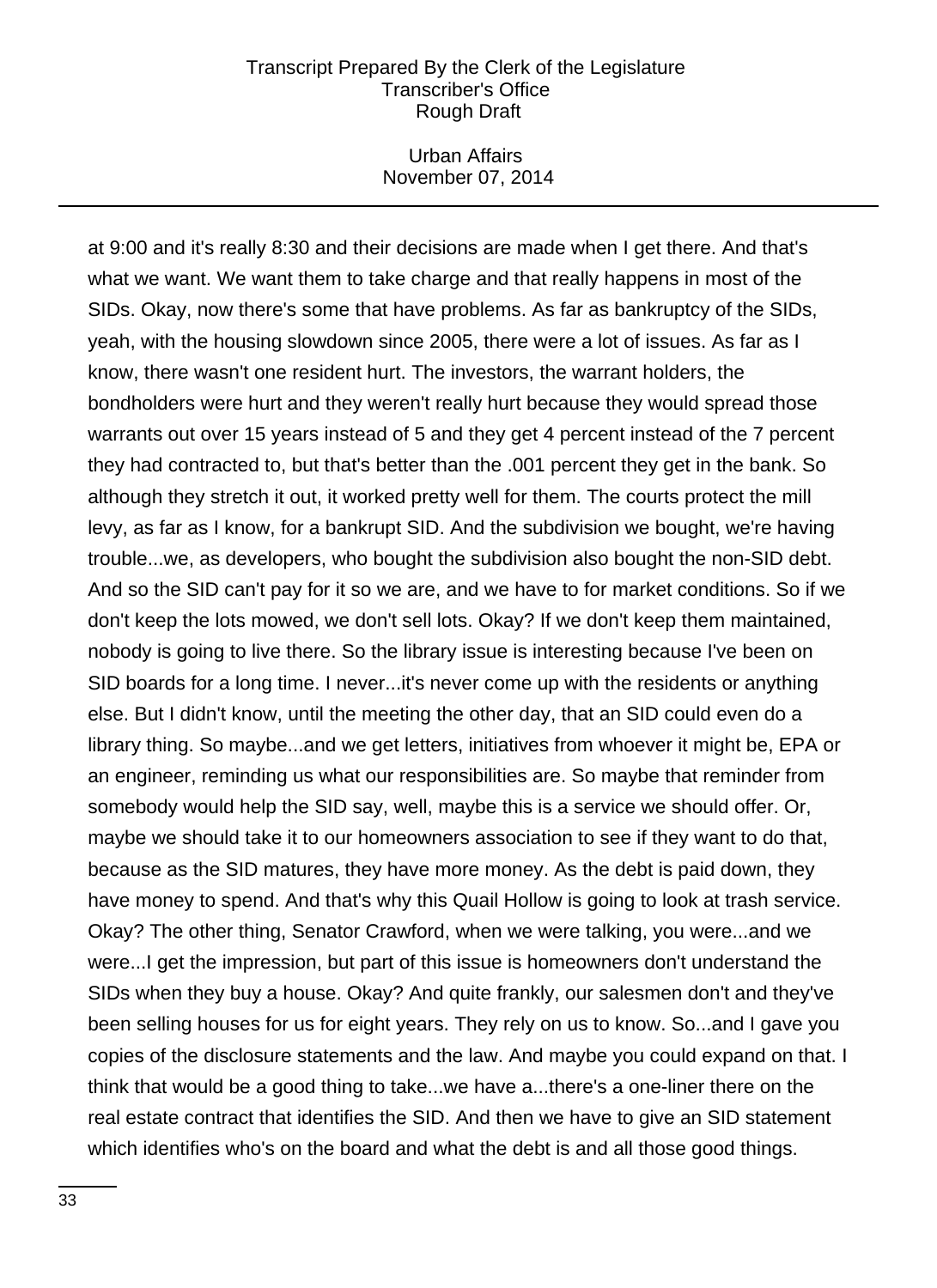at 9:00 and it's really 8:30 and their decisions are made when I get there. And that's what we want. We want them to take charge and that really happens in most of the SIDs. Okay, now there's some that have problems. As far as bankruptcy of the SIDs, yeah, with the housing slowdown since 2005, there were a lot of issues. As far as I know, there wasn't one resident hurt. The investors, the warrant holders, the bondholders were hurt and they weren't really hurt because they would spread those warrants out over 15 years instead of 5 and they get 4 percent instead of the 7 percent they had contracted to, but that's better than the .001 percent they get in the bank. So although they stretch it out, it worked pretty well for them. The courts protect the mill levy, as far as I know, for a bankrupt SID. And the subdivision we bought, we're having trouble...we, as developers, who bought the subdivision also bought the non-SID debt. And so the SID can't pay for it so we are, and we have to for market conditions. So if we don't keep the lots mowed, we don't sell lots. Okay? If we don't keep them maintained, nobody is going to live there. So the library issue is interesting because I've been on SID boards for a long time. I never...it's never come up with the residents or anything else. But I didn't know, until the meeting the other day, that an SID could even do a library thing. So maybe...and we get letters, initiatives from whoever it might be, EPA or an engineer, reminding us what our responsibilities are. So maybe that reminder from somebody would help the SID say, well, maybe this is a service we should offer. Or, maybe we should take it to our homeowners association to see if they want to do that, because as the SID matures, they have more money. As the debt is paid down, they have money to spend. And that's why this Quail Hollow is going to look at trash service. Okay? The other thing, Senator Crawford, when we were talking, you were...and we were...I get the impression, but part of this issue is homeowners don't understand the SIDs when they buy a house. Okay? And quite frankly, our salesmen don't and they've been selling houses for us for eight years. They rely on us to know. So...and I gave you copies of the disclosure statements and the law. And maybe you could expand on that. I think that would be a good thing to take...we have a...there's a one-liner there on the real estate contract that identifies the SID. And then we have to give an SID statement which identifies who's on the board and what the debt is and all those good things.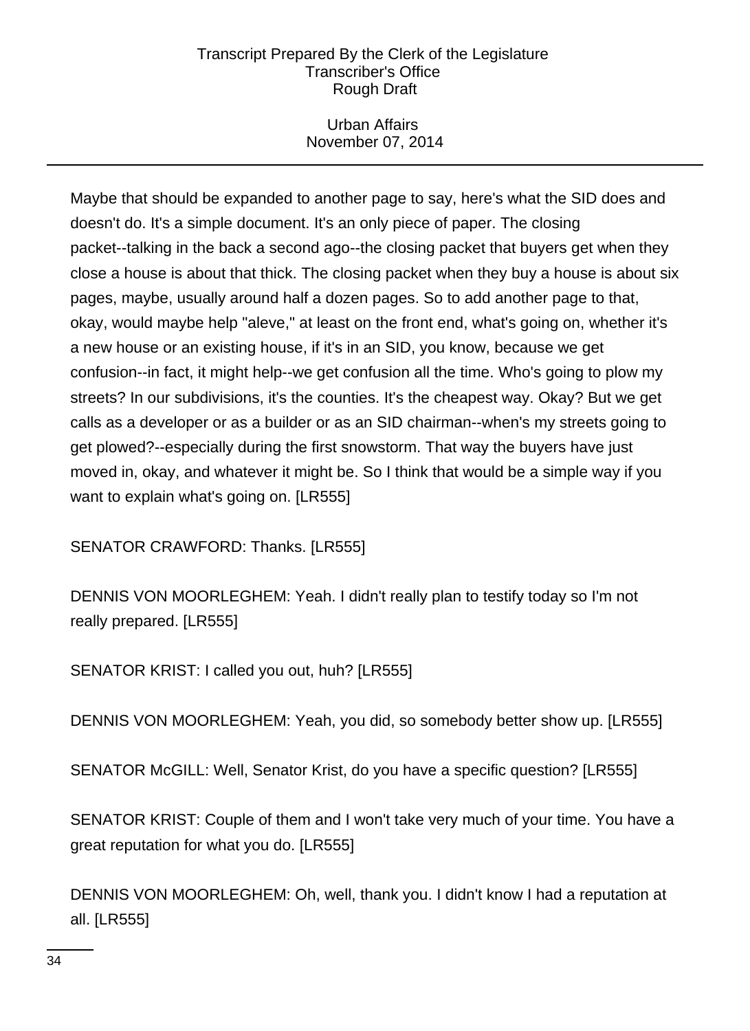Maybe that should be expanded to another page to say, here's what the SID does and doesn't do. It's a simple document. It's an only piece of paper. The closing packet--talking in the back a second ago--the closing packet that buyers get when they close a house is about that thick. The closing packet when they buy a house is about six pages, maybe, usually around half a dozen pages. So to add another page to that, okay, would maybe help "aleve," at least on the front end, what's going on, whether it's a new house or an existing house, if it's in an SID, you know, because we get confusion--in fact, it might help--we get confusion all the time. Who's going to plow my streets? In our subdivisions, it's the counties. It's the cheapest way. Okay? But we get calls as a developer or as a builder or as an SID chairman--when's my streets going to get plowed?--especially during the first snowstorm. That way the buyers have just moved in, okay, and whatever it might be. So I think that would be a simple way if you want to explain what's going on. [LR555]

SENATOR CRAWFORD: Thanks. [LR555]

DENNIS VON MOORLEGHEM: Yeah. I didn't really plan to testify today so I'm not really prepared. [LR555]

SENATOR KRIST: I called you out, huh? [LR555]

DENNIS VON MOORLEGHEM: Yeah, you did, so somebody better show up. [LR555]

SENATOR McGILL: Well, Senator Krist, do you have a specific question? [LR555]

SENATOR KRIST: Couple of them and I won't take very much of your time. You have a great reputation for what you do. [LR555]

DENNIS VON MOORLEGHEM: Oh, well, thank you. I didn't know I had a reputation at all. [LR555]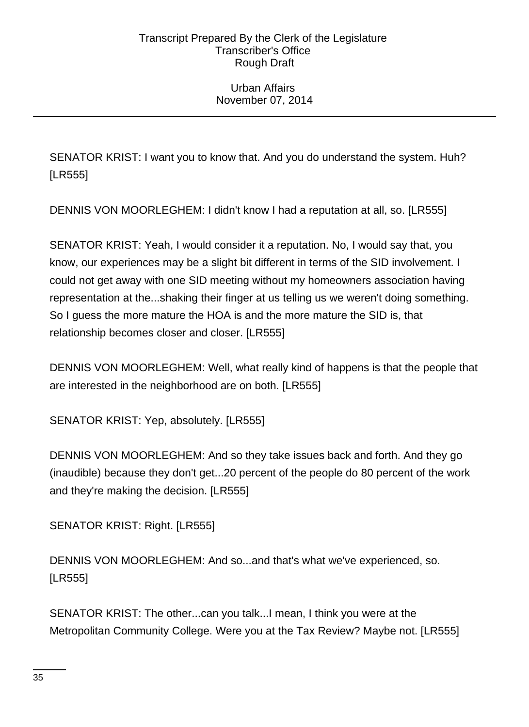SENATOR KRIST: I want you to know that. And you do understand the system. Huh? [LR555]

DENNIS VON MOORLEGHEM: I didn't know I had a reputation at all, so. [LR555]

SENATOR KRIST: Yeah, I would consider it a reputation. No, I would say that, you know, our experiences may be a slight bit different in terms of the SID involvement. I could not get away with one SID meeting without my homeowners association having representation at the...shaking their finger at us telling us we weren't doing something. So I guess the more mature the HOA is and the more mature the SID is, that relationship becomes closer and closer. [LR555]

DENNIS VON MOORLEGHEM: Well, what really kind of happens is that the people that are interested in the neighborhood are on both. [LR555]

SENATOR KRIST: Yep, absolutely. [LR555]

DENNIS VON MOORLEGHEM: And so they take issues back and forth. And they go (inaudible) because they don't get...20 percent of the people do 80 percent of the work and they're making the decision. [LR555]

SENATOR KRIST: Right. [LR555]

DENNIS VON MOORLEGHEM: And so...and that's what we've experienced, so. [LR555]

SENATOR KRIST: The other...can you talk...I mean, I think you were at the Metropolitan Community College. Were you at the Tax Review? Maybe not. [LR555]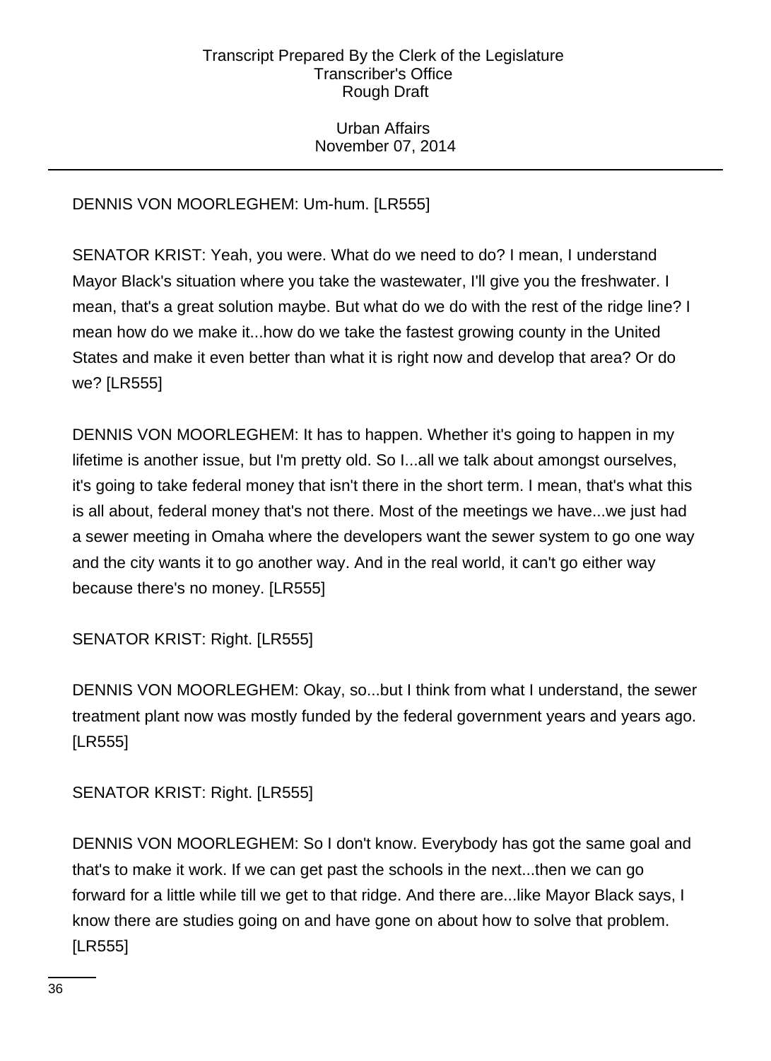DENNIS VON MOORLEGHEM: Um-hum. [LR555]

SENATOR KRIST: Yeah, you were. What do we need to do? I mean, I understand Mayor Black's situation where you take the wastewater, I'll give you the freshwater. I mean, that's a great solution maybe. But what do we do with the rest of the ridge line? I mean how do we make it...how do we take the fastest growing county in the United States and make it even better than what it is right now and develop that area? Or do we? [LR555]

DENNIS VON MOORLEGHEM: It has to happen. Whether it's going to happen in my lifetime is another issue, but I'm pretty old. So I...all we talk about amongst ourselves, it's going to take federal money that isn't there in the short term. I mean, that's what this is all about, federal money that's not there. Most of the meetings we have...we just had a sewer meeting in Omaha where the developers want the sewer system to go one way and the city wants it to go another way. And in the real world, it can't go either way because there's no money. [LR555]

SENATOR KRIST: Right. [LR555]

DENNIS VON MOORLEGHEM: Okay, so...but I think from what I understand, the sewer treatment plant now was mostly funded by the federal government years and years ago. [LR555]

SENATOR KRIST: Right. [LR555]

DENNIS VON MOORLEGHEM: So I don't know. Everybody has got the same goal and that's to make it work. If we can get past the schools in the next...then we can go forward for a little while till we get to that ridge. And there are...like Mayor Black says, I know there are studies going on and have gone on about how to solve that problem. [LR555]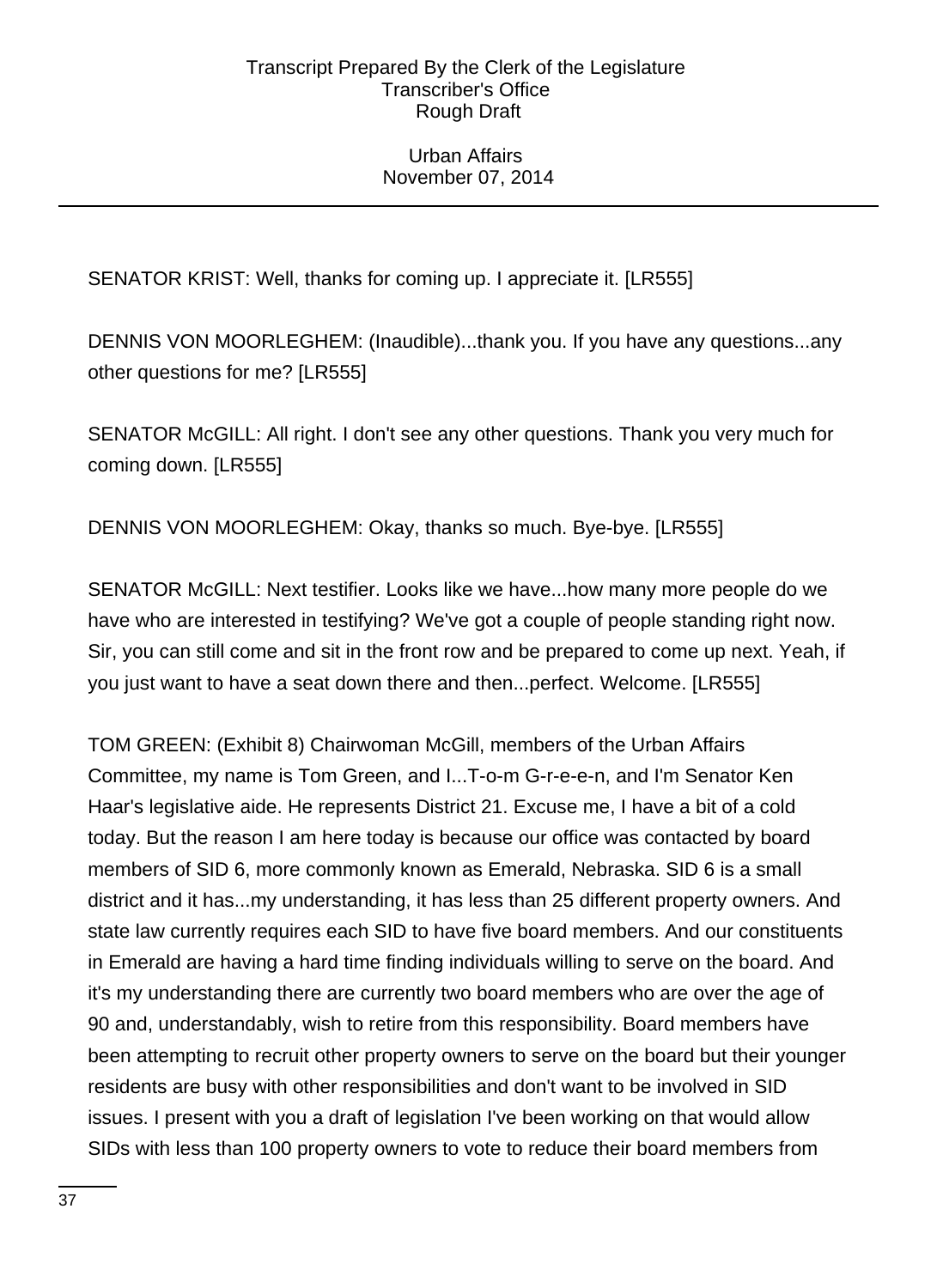SENATOR KRIST: Well, thanks for coming up. I appreciate it. [LR555]

DENNIS VON MOORLEGHEM: (Inaudible)...thank you. If you have any questions...any other questions for me? [LR555]

SENATOR McGILL: All right. I don't see any other questions. Thank you very much for coming down. [LR555]

DENNIS VON MOORLEGHEM: Okay, thanks so much. Bye-bye. [LR555]

SENATOR McGILL: Next testifier. Looks like we have...how many more people do we have who are interested in testifying? We've got a couple of people standing right now. Sir, you can still come and sit in the front row and be prepared to come up next. Yeah, if you just want to have a seat down there and then...perfect. Welcome. [LR555]

TOM GREEN: (Exhibit 8) Chairwoman McGill, members of the Urban Affairs Committee, my name is Tom Green, and I...T-o-m G-r-e-e-n, and I'm Senator Ken Haar's legislative aide. He represents District 21. Excuse me, I have a bit of a cold today. But the reason I am here today is because our office was contacted by board members of SID 6, more commonly known as Emerald, Nebraska. SID 6 is a small district and it has...my understanding, it has less than 25 different property owners. And state law currently requires each SID to have five board members. And our constituents in Emerald are having a hard time finding individuals willing to serve on the board. And it's my understanding there are currently two board members who are over the age of 90 and, understandably, wish to retire from this responsibility. Board members have been attempting to recruit other property owners to serve on the board but their younger residents are busy with other responsibilities and don't want to be involved in SID issues. I present with you a draft of legislation I've been working on that would allow SIDs with less than 100 property owners to vote to reduce their board members from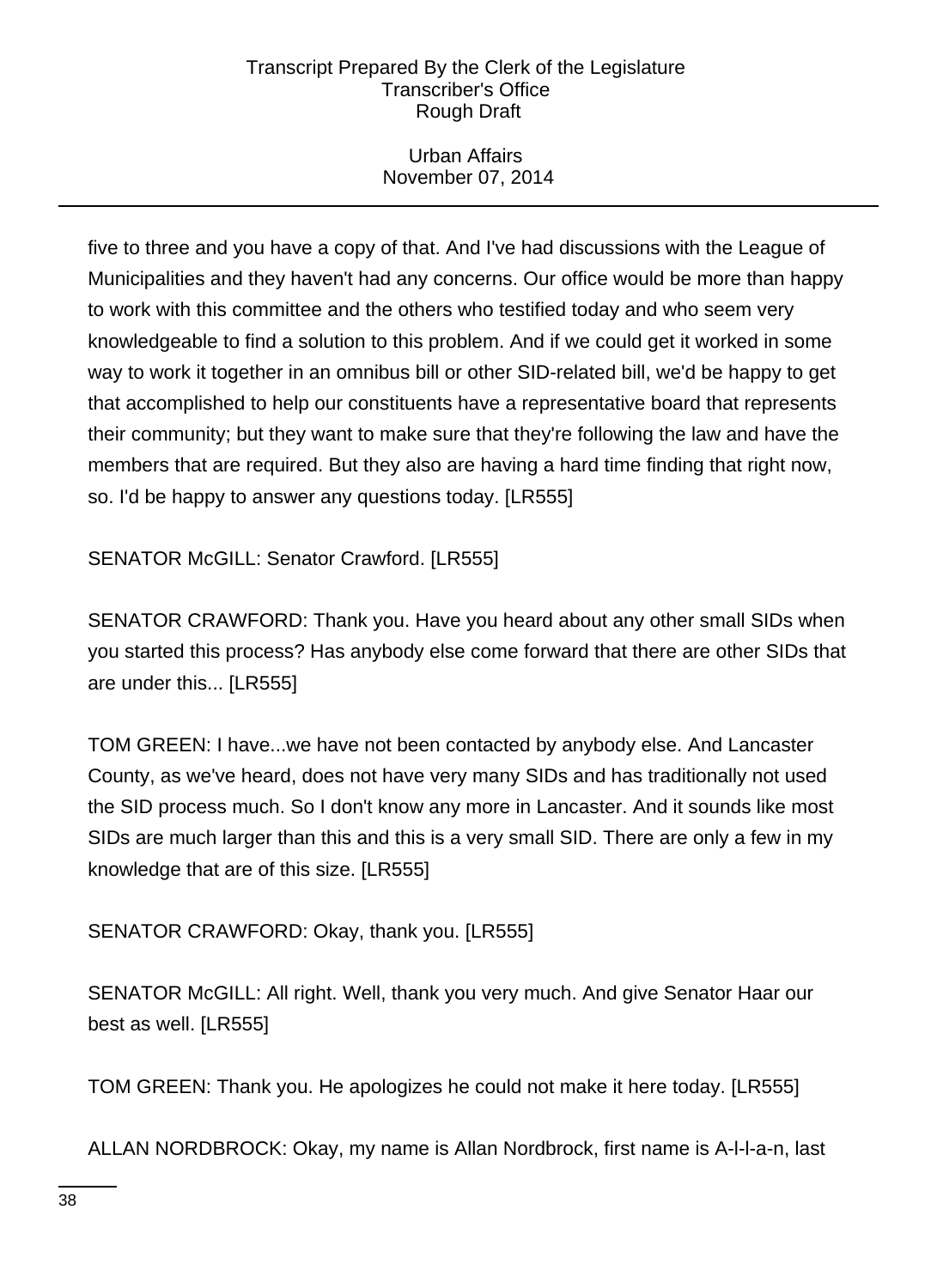five to three and you have a copy of that. And I've had discussions with the League of Municipalities and they haven't had any concerns. Our office would be more than happy to work with this committee and the others who testified today and who seem very knowledgeable to find a solution to this problem. And if we could get it worked in some way to work it together in an omnibus bill or other SID-related bill, we'd be happy to get that accomplished to help our constituents have a representative board that represents their community; but they want to make sure that they're following the law and have the members that are required. But they also are having a hard time finding that right now, so. I'd be happy to answer any questions today. [LR555]

SENATOR McGILL: Senator Crawford. [LR555]

SENATOR CRAWFORD: Thank you. Have you heard about any other small SIDs when you started this process? Has anybody else come forward that there are other SIDs that are under this... [LR555]

TOM GREEN: I have...we have not been contacted by anybody else. And Lancaster County, as we've heard, does not have very many SIDs and has traditionally not used the SID process much. So I don't know any more in Lancaster. And it sounds like most SIDs are much larger than this and this is a very small SID. There are only a few in my knowledge that are of this size. [LR555]

SENATOR CRAWFORD: Okay, thank you. [LR555]

SENATOR McGILL: All right. Well, thank you very much. And give Senator Haar our best as well. [LR555]

TOM GREEN: Thank you. He apologizes he could not make it here today. [LR555]

ALLAN NORDBROCK: Okay, my name is Allan Nordbrock, first name is A-l-l-a-n, last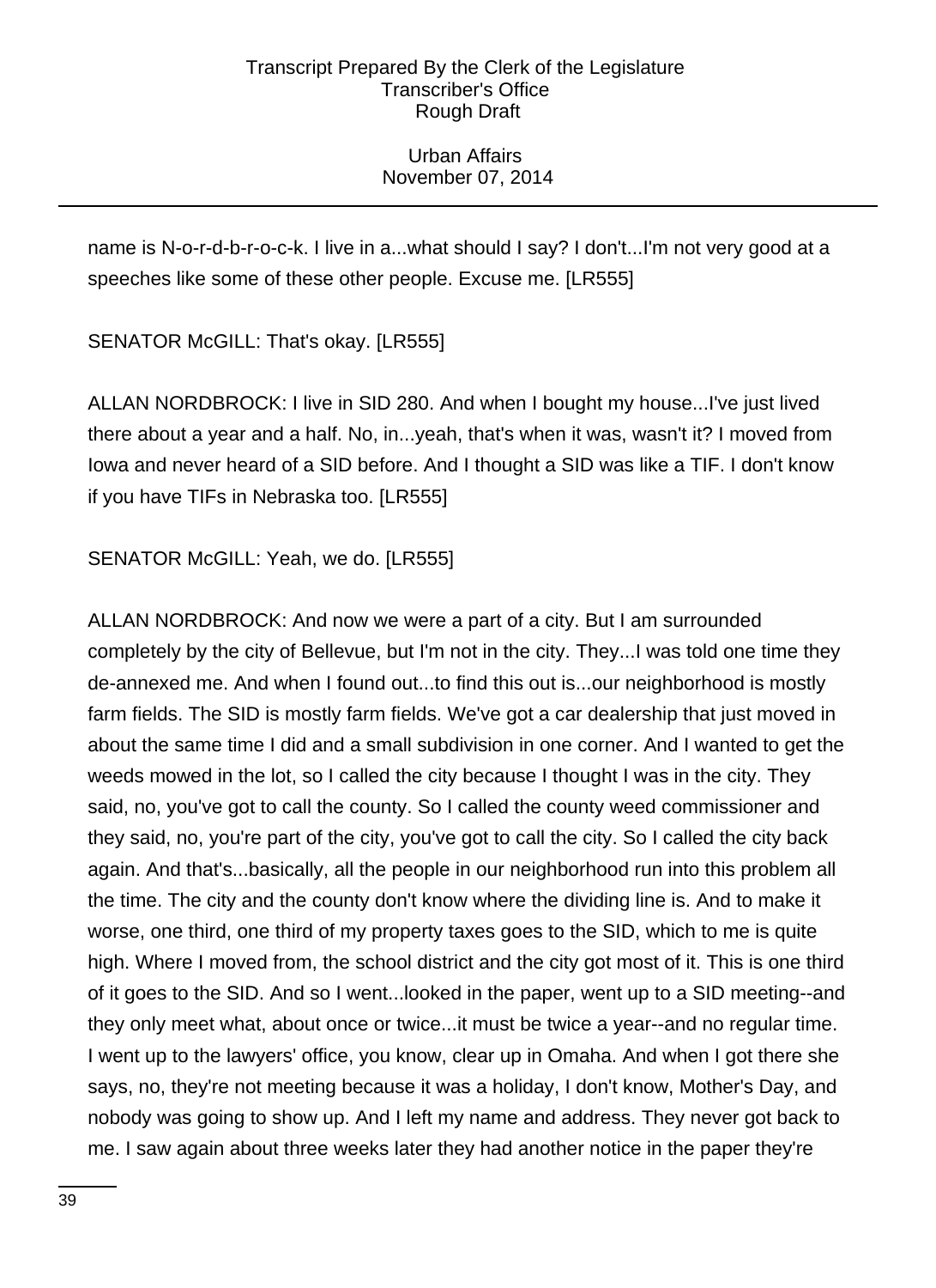name is N-o-r-d-b-r-o-c-k. I live in a...what should I say? I don't...I'm not very good at a speeches like some of these other people. Excuse me. [LR555]

SENATOR McGILL: That's okay. [LR555]

ALLAN NORDBROCK: I live in SID 280. And when I bought my house...I've just lived there about a year and a half. No, in...yeah, that's when it was, wasn't it? I moved from Iowa and never heard of a SID before. And I thought a SID was like a TIF. I don't know if you have TIFs in Nebraska too. [LR555]

SENATOR McGILL: Yeah, we do. [LR555]

ALLAN NORDBROCK: And now we were a part of a city. But I am surrounded completely by the city of Bellevue, but I'm not in the city. They...I was told one time they de-annexed me. And when I found out...to find this out is...our neighborhood is mostly farm fields. The SID is mostly farm fields. We've got a car dealership that just moved in about the same time I did and a small subdivision in one corner. And I wanted to get the weeds mowed in the lot, so I called the city because I thought I was in the city. They said, no, you've got to call the county. So I called the county weed commissioner and they said, no, you're part of the city, you've got to call the city. So I called the city back again. And that's...basically, all the people in our neighborhood run into this problem all the time. The city and the county don't know where the dividing line is. And to make it worse, one third, one third of my property taxes goes to the SID, which to me is quite high. Where I moved from, the school district and the city got most of it. This is one third of it goes to the SID. And so I went...looked in the paper, went up to a SID meeting--and they only meet what, about once or twice...it must be twice a year--and no regular time. I went up to the lawyers' office, you know, clear up in Omaha. And when I got there she says, no, they're not meeting because it was a holiday, I don't know, Mother's Day, and nobody was going to show up. And I left my name and address. They never got back to me. I saw again about three weeks later they had another notice in the paper they're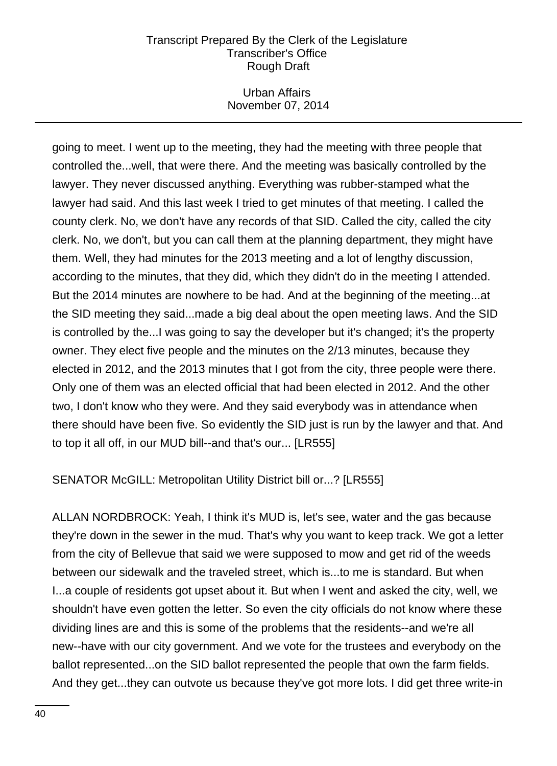going to meet. I went up to the meeting, they had the meeting with three people that controlled the...well, that were there. And the meeting was basically controlled by the lawyer. They never discussed anything. Everything was rubber-stamped what the lawyer had said. And this last week I tried to get minutes of that meeting. I called the county clerk. No, we don't have any records of that SID. Called the city, called the city clerk. No, we don't, but you can call them at the planning department, they might have them. Well, they had minutes for the 2013 meeting and a lot of lengthy discussion, according to the minutes, that they did, which they didn't do in the meeting I attended. But the 2014 minutes are nowhere to be had. And at the beginning of the meeting...at the SID meeting they said...made a big deal about the open meeting laws. And the SID is controlled by the...I was going to say the developer but it's changed; it's the property owner. They elect five people and the minutes on the 2/13 minutes, because they elected in 2012, and the 2013 minutes that I got from the city, three people were there. Only one of them was an elected official that had been elected in 2012. And the other two, I don't know who they were. And they said everybody was in attendance when there should have been five. So evidently the SID just is run by the lawyer and that. And to top it all off, in our MUD bill--and that's our... [LR555]

SENATOR McGILL: Metropolitan Utility District bill or...? [LR555]

ALLAN NORDBROCK: Yeah, I think it's MUD is, let's see, water and the gas because they're down in the sewer in the mud. That's why you want to keep track. We got a letter from the city of Bellevue that said we were supposed to mow and get rid of the weeds between our sidewalk and the traveled street, which is...to me is standard. But when I...a couple of residents got upset about it. But when I went and asked the city, well, we shouldn't have even gotten the letter. So even the city officials do not know where these dividing lines are and this is some of the problems that the residents--and we're all new--have with our city government. And we vote for the trustees and everybody on the ballot represented...on the SID ballot represented the people that own the farm fields. And they get...they can outvote us because they've got more lots. I did get three write-in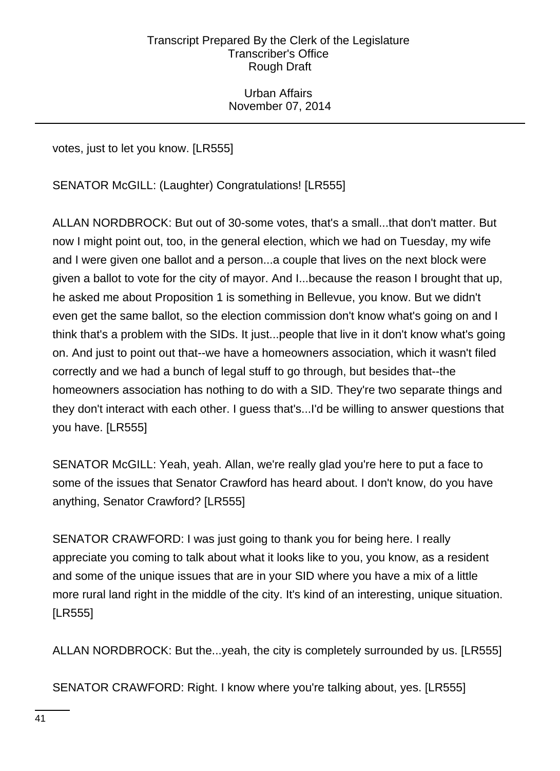votes, just to let you know. [LR555]

SENATOR McGILL: (Laughter) Congratulations! [LR555]

ALLAN NORDBROCK: But out of 30-some votes, that's a small...that don't matter. But now I might point out, too, in the general election, which we had on Tuesday, my wife and I were given one ballot and a person...a couple that lives on the next block were given a ballot to vote for the city of mayor. And I...because the reason I brought that up, he asked me about Proposition 1 is something in Bellevue, you know. But we didn't even get the same ballot, so the election commission don't know what's going on and I think that's a problem with the SIDs. It just...people that live in it don't know what's going on. And just to point out that--we have a homeowners association, which it wasn't filed correctly and we had a bunch of legal stuff to go through, but besides that--the homeowners association has nothing to do with a SID. They're two separate things and they don't interact with each other. I guess that's...I'd be willing to answer questions that you have. [LR555]

SENATOR McGILL: Yeah, yeah. Allan, we're really glad you're here to put a face to some of the issues that Senator Crawford has heard about. I don't know, do you have anything, Senator Crawford? [LR555]

SENATOR CRAWFORD: I was just going to thank you for being here. I really appreciate you coming to talk about what it looks like to you, you know, as a resident and some of the unique issues that are in your SID where you have a mix of a little more rural land right in the middle of the city. It's kind of an interesting, unique situation. [LR555]

ALLAN NORDBROCK: But the...yeah, the city is completely surrounded by us. [LR555]

SENATOR CRAWFORD: Right. I know where you're talking about, yes. [LR555]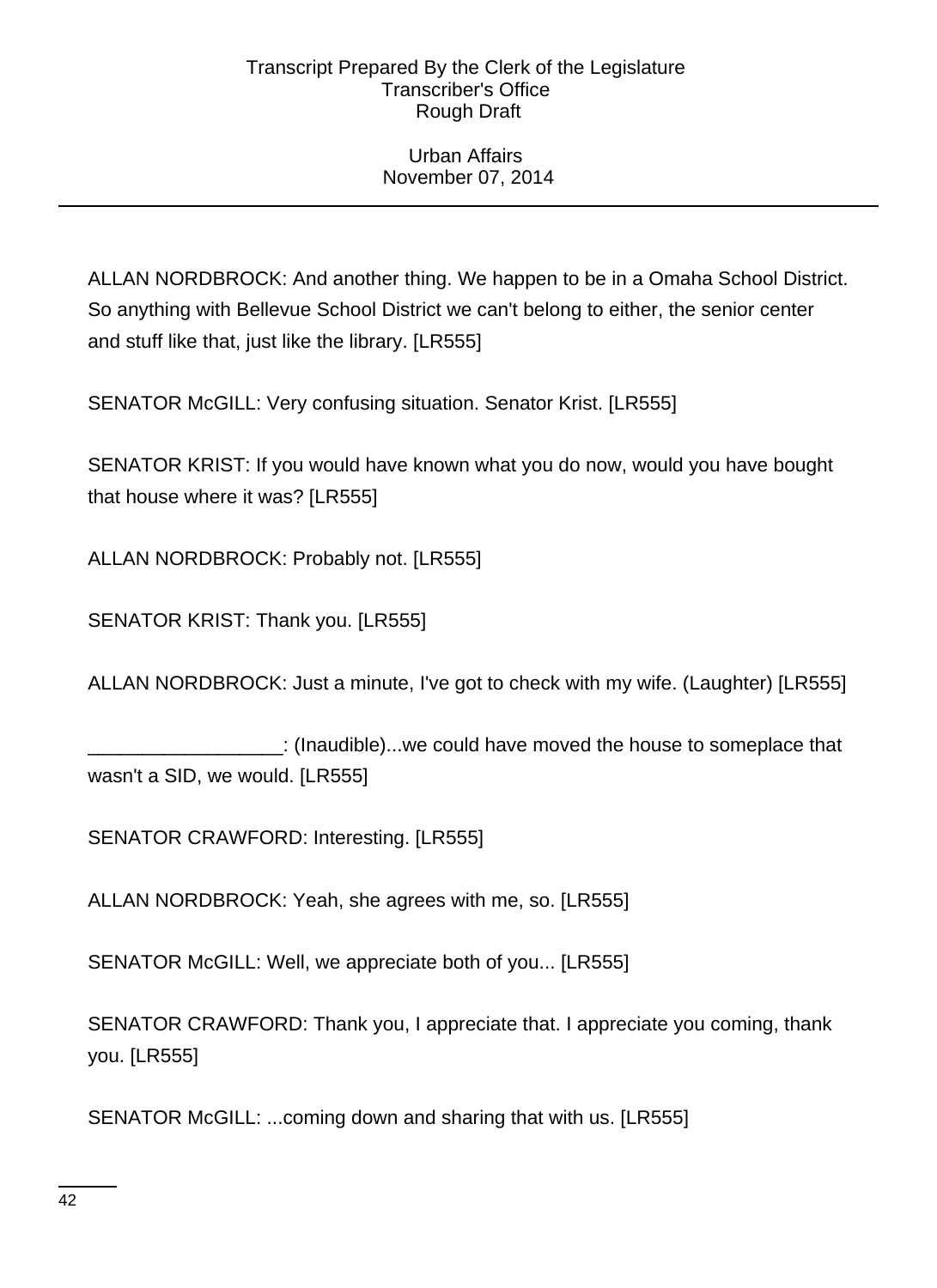ALLAN NORDBROCK: And another thing. We happen to be in a Omaha School District. So anything with Bellevue School District we can't belong to either, the senior center and stuff like that, just like the library. [LR555]

SENATOR McGILL: Very confusing situation. Senator Krist. [LR555]

SENATOR KRIST: If you would have known what you do now, would you have bought that house where it was? [LR555]

ALLAN NORDBROCK: Probably not. [LR555]

SENATOR KRIST: Thank you. [LR555]

ALLAN NORDBROCK: Just a minute, I've got to check with my wife. (Laughter) [LR555]

__________________: (Inaudible)...we could have moved the house to someplace that wasn't a SID, we would. [LR555]

SENATOR CRAWFORD: Interesting. [LR555]

ALLAN NORDBROCK: Yeah, she agrees with me, so. [LR555]

SENATOR McGILL: Well, we appreciate both of you... [LR555]

SENATOR CRAWFORD: Thank you, I appreciate that. I appreciate you coming, thank you. [LR555]

SENATOR McGILL: ...coming down and sharing that with us. [LR555]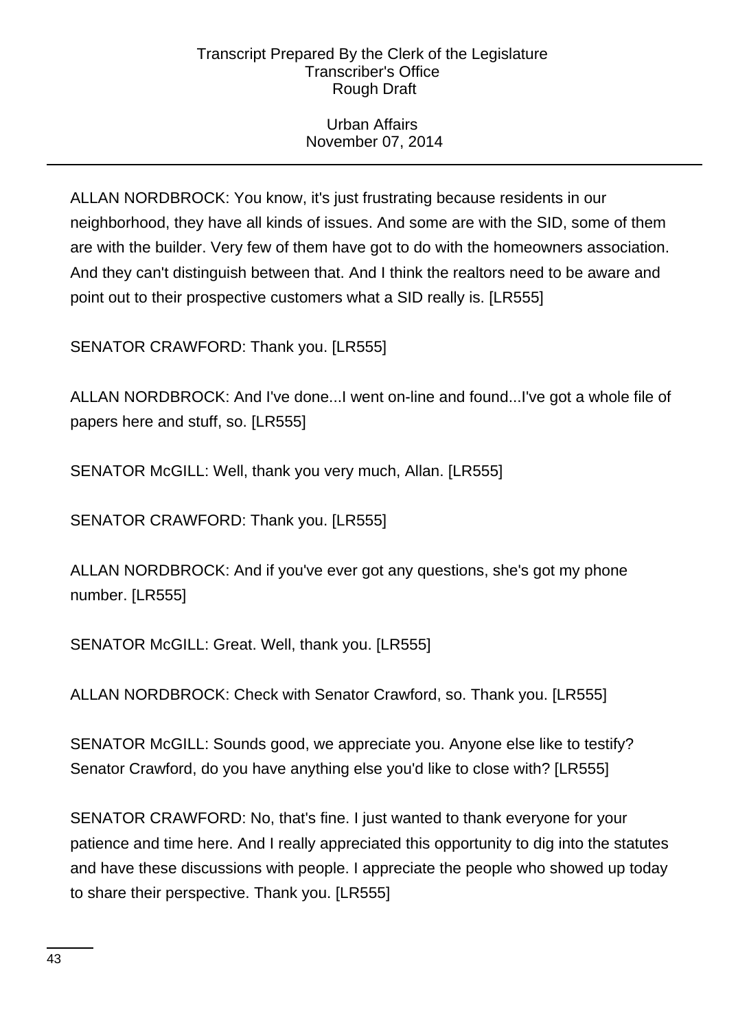ALLAN NORDBROCK: You know, it's just frustrating because residents in our neighborhood, they have all kinds of issues. And some are with the SID, some of them are with the builder. Very few of them have got to do with the homeowners association. And they can't distinguish between that. And I think the realtors need to be aware and point out to their prospective customers what a SID really is. [LR555]

SENATOR CRAWFORD: Thank you. [LR555]

ALLAN NORDBROCK: And I've done...I went on-line and found...I've got a whole file of papers here and stuff, so. [LR555]

SENATOR McGILL: Well, thank you very much, Allan. [LR555]

SENATOR CRAWFORD: Thank you. [LR555]

ALLAN NORDBROCK: And if you've ever got any questions, she's got my phone number. [LR555]

SENATOR McGILL: Great. Well, thank you. [LR555]

ALLAN NORDBROCK: Check with Senator Crawford, so. Thank you. [LR555]

SENATOR McGILL: Sounds good, we appreciate you. Anyone else like to testify? Senator Crawford, do you have anything else you'd like to close with? [LR555]

SENATOR CRAWFORD: No, that's fine. I just wanted to thank everyone for your patience and time here. And I really appreciated this opportunity to dig into the statutes and have these discussions with people. I appreciate the people who showed up today to share their perspective. Thank you. [LR555]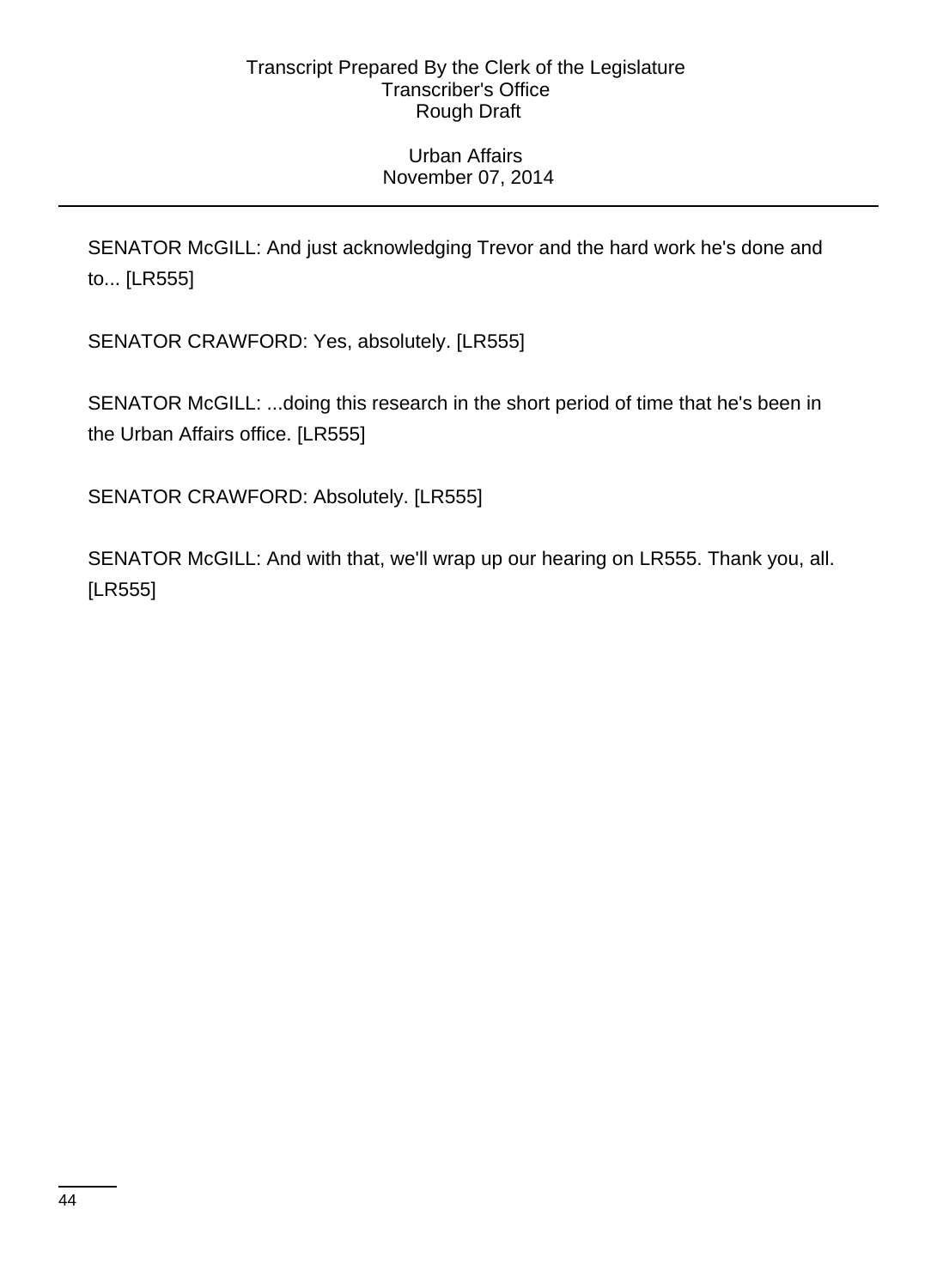SENATOR McGILL: And just acknowledging Trevor and the hard work he's done and to... [LR555]

SENATOR CRAWFORD: Yes, absolutely. [LR555]

SENATOR McGILL: ...doing this research in the short period of time that he's been in the Urban Affairs office. [LR555]

SENATOR CRAWFORD: Absolutely. [LR555]

SENATOR McGILL: And with that, we'll wrap up our hearing on LR555. Thank you, all. [LR555]